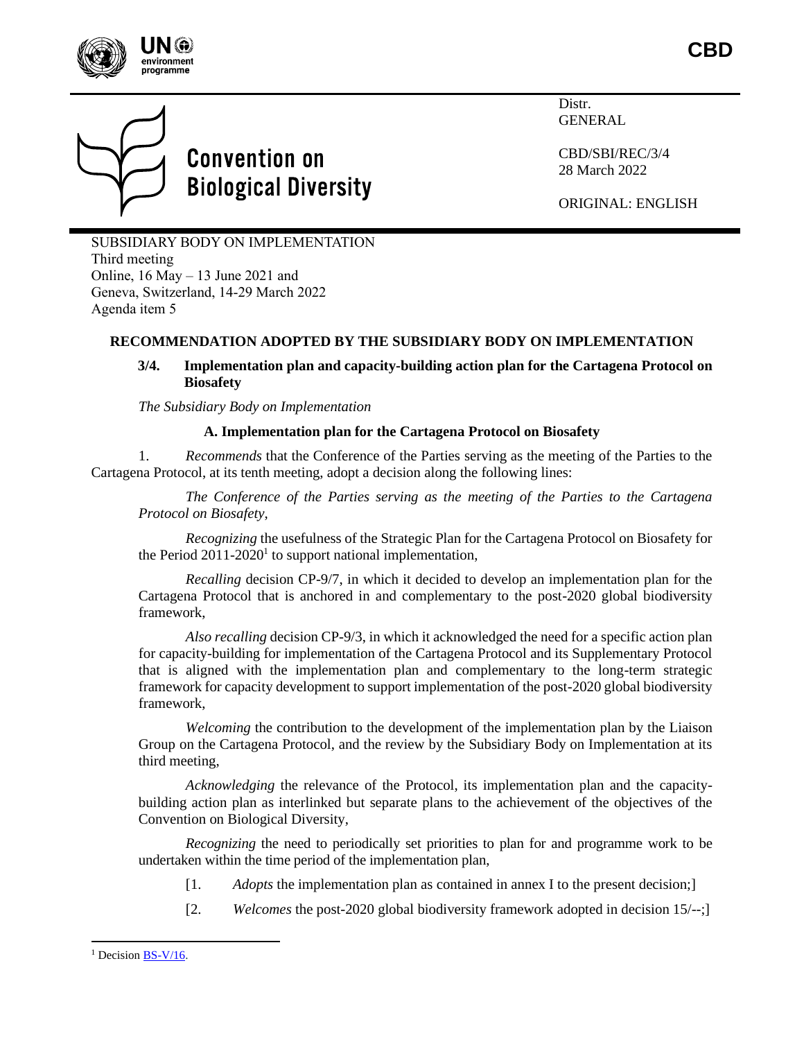**CBD**

Distr.
GENERAL

CBD/SBI/REC/3/4
28 March 2022

ORIGINAL: ENGLISH

# Convention on Biological Diversity

SUBSIDIARY BODY ON IMPLEMENTATION
Third meeting
Online, 16 May – 13 June 2021 and
Geneva, Switzerland, 14-29 March 2022
Agenda item 5

## RECOMMENDATION ADOPTED BY THE SUBSIDIARY BODY ON IMPLEMENTATION

### 3/4. Implementation plan and capacity-building action plan for the Cartagena Protocol on Biosafety

*The Subsidiary Body on Implementation*

#### A. Implementation plan for the Cartagena Protocol on Biosafety

1. *Recommends* that the Conference of the Parties serving as the meeting of the Parties to the Cartagena Protocol, at its tenth meeting, adopt a decision along the following lines:

*The Conference of the Parties serving as the meeting of the Parties to the Cartagena Protocol on Biosafety,*

*Recognizing* the usefulness of the Strategic Plan for the Cartagena Protocol on Biosafety for the Period 2011-2020[1] to support national implementation,

*Recalling* decision CP-9/7, in which it decided to develop an implementation plan for the Cartagena Protocol that is anchored in and complementary to the post-2020 global biodiversity framework,

*Also recalling* decision CP-9/3, in which it acknowledged the need for a specific action plan for capacity-building for implementation of the Cartagena Protocol and its Supplementary Protocol that is aligned with the implementation plan and complementary to the long-term strategic framework for capacity development to support implementation of the post-2020 global biodiversity framework,

*Welcoming* the contribution to the development of the implementation plan by the Liaison Group on the Cartagena Protocol, and the review by the Subsidiary Body on Implementation at its third meeting,

*Acknowledging* the relevance of the Protocol, its implementation plan and the capacity-building action plan as interlinked but separate plans to the achievement of the objectives of the Convention on Biological Diversity,

*Recognizing* the need to periodically set priorities to plan for and programme work to be undertaken within the time period of the implementation plan,

[1. *Adopts* the implementation plan as contained in annex I to the present decision;]

[2. *Welcomes* the post-2020 global biodiversity framework adopted in decision 15/--;]

---

[1] Decision BS-V/16.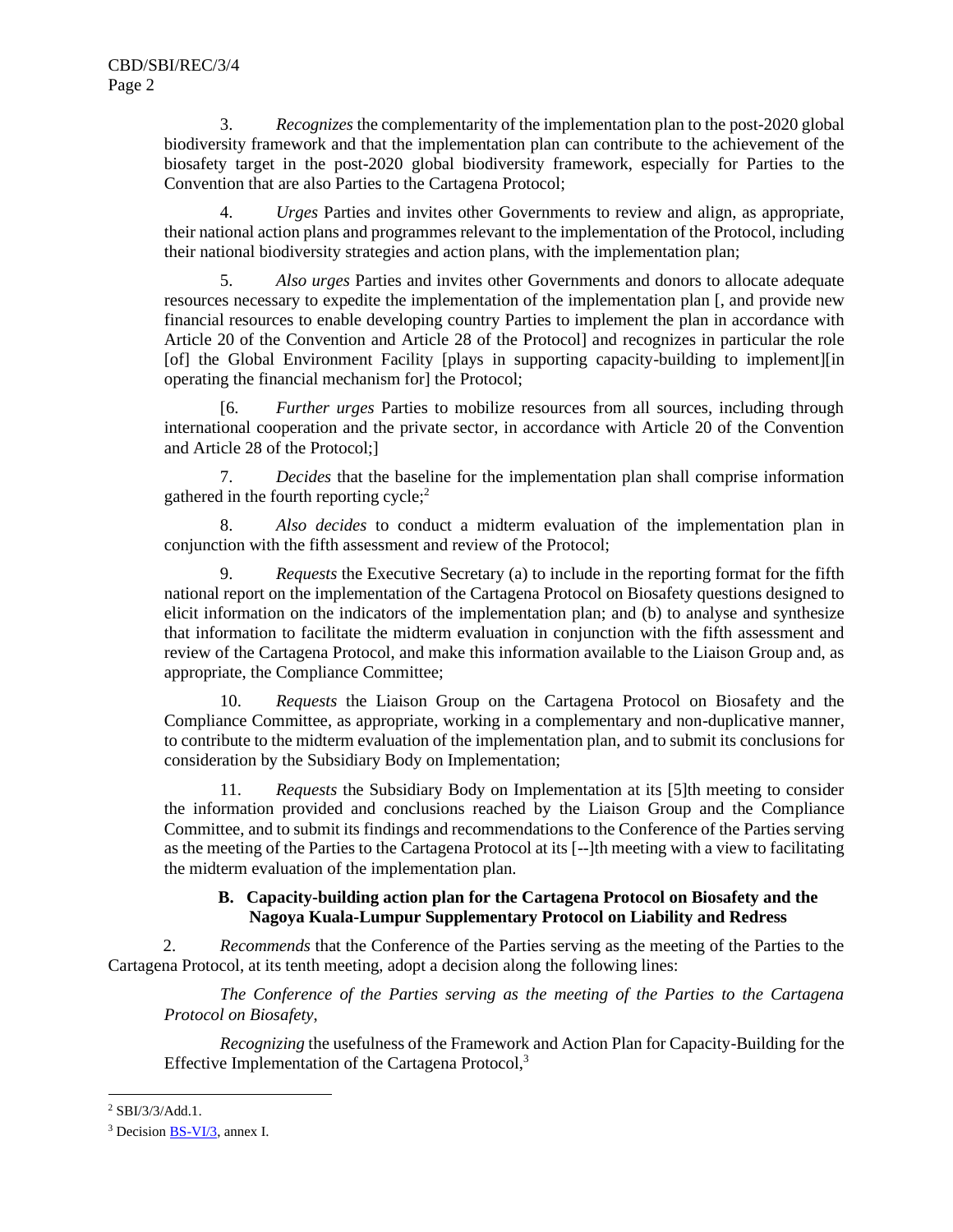3. *Recognizes* the complementarity of the implementation plan to the post-2020 global biodiversity framework and that the implementation plan can contribute to the achievement of the biosafety target in the post-2020 global biodiversity framework, especially for Parties to the Convention that are also Parties to the Cartagena Protocol;

4. *Urges* Parties and invites other Governments to review and align, as appropriate, their national action plans and programmes relevant to the implementation of the Protocol, including their national biodiversity strategies and action plans, with the implementation plan;

5. *Also urges* Parties and invites other Governments and donors to allocate adequate resources necessary to expedite the implementation of the implementation plan [, and provide new financial resources to enable developing country Parties to implement the plan in accordance with Article 20 of the Convention and Article 28 of the Protocol] and recognizes in particular the role [of] the Global Environment Facility [plays in supporting capacity-building to implement][in operating the financial mechanism for] the Protocol;

[6. *Further urges* Parties to mobilize resources from all sources, including through international cooperation and the private sector, in accordance with Article 20 of the Convention and Article 28 of the Protocol;]

7. *Decides* that the baseline for the implementation plan shall comprise information gathered in the fourth reporting cycle;[2]

8. *Also decides* to conduct a midterm evaluation of the implementation plan in conjunction with the fifth assessment and review of the Protocol;

9. *Requests* the Executive Secretary (a) to include in the reporting format for the fifth national report on the implementation of the Cartagena Protocol on Biosafety questions designed to elicit information on the indicators of the implementation plan; and (b) to analyse and synthesize that information to facilitate the midterm evaluation in conjunction with the fifth assessment and review of the Cartagena Protocol, and make this information available to the Liaison Group and, as appropriate, the Compliance Committee;

10. *Requests* the Liaison Group on the Cartagena Protocol on Biosafety and the Compliance Committee, as appropriate, working in a complementary and non-duplicative manner, to contribute to the midterm evaluation of the implementation plan, and to submit its conclusions for consideration by the Subsidiary Body on Implementation;

11. *Requests* the Subsidiary Body on Implementation at its [5]th meeting to consider the information provided and conclusions reached by the Liaison Group and the Compliance Committee, and to submit its findings and recommendations to the Conference of the Parties serving as the meeting of the Parties to the Cartagena Protocol at its [--]th meeting with a view to facilitating the midterm evaluation of the implementation plan.

### B. Capacity-building action plan for the Cartagena Protocol on Biosafety and the Nagoya Kuala-Lumpur Supplementary Protocol on Liability and Redress

2. *Recommends* that the Conference of the Parties serving as the meeting of the Parties to the Cartagena Protocol, at its tenth meeting, adopt a decision along the following lines:

*The Conference of the Parties serving as the meeting of the Parties to the Cartagena Protocol on Biosafety*,

*Recognizing* the usefulness of the Framework and Action Plan for Capacity-Building for the Effective Implementation of the Cartagena Protocol,[3]

---

[2] SBI/3/3/Add.1.

[3] Decision BS-VI/3, annex I.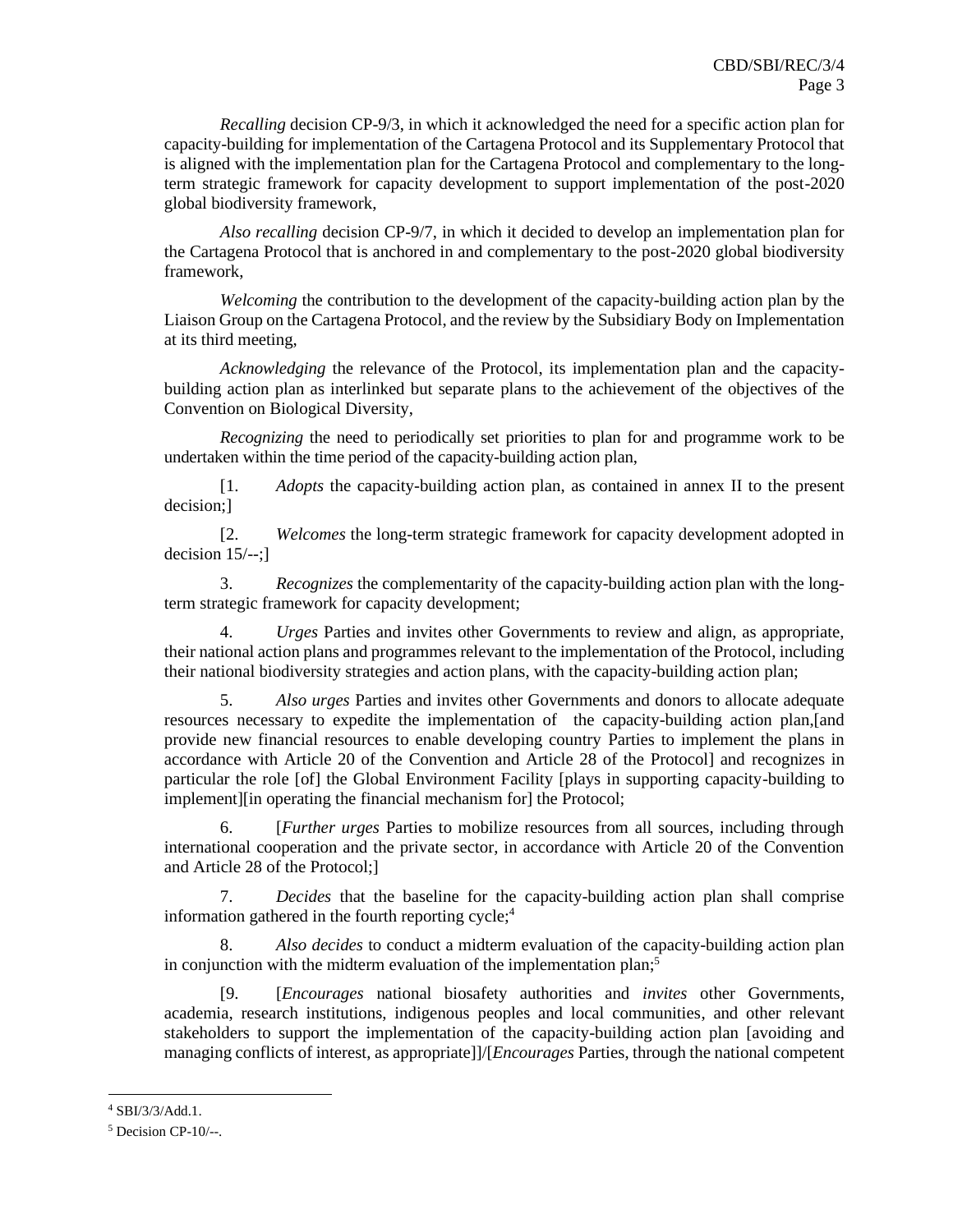*Recalling* decision CP-9/3, in which it acknowledged the need for a specific action plan for capacity-building for implementation of the Cartagena Protocol and its Supplementary Protocol that is aligned with the implementation plan for the Cartagena Protocol and complementary to the long-term strategic framework for capacity development to support implementation of the post-2020 global biodiversity framework,

*Also recalling* decision CP-9/7, in which it decided to develop an implementation plan for the Cartagena Protocol that is anchored in and complementary to the post-2020 global biodiversity framework,

*Welcoming* the contribution to the development of the capacity-building action plan by the Liaison Group on the Cartagena Protocol, and the review by the Subsidiary Body on Implementation at its third meeting,

*Acknowledging* the relevance of the Protocol, its implementation plan and the capacity-building action plan as interlinked but separate plans to the achievement of the objectives of the Convention on Biological Diversity,

*Recognizing* the need to periodically set priorities to plan for and programme work to be undertaken within the time period of the capacity-building action plan,

[1. *Adopts* the capacity-building action plan, as contained in annex II to the present decision;]

[2. *Welcomes* the long-term strategic framework for capacity development adopted in decision 15/--;]

3. *Recognizes* the complementarity of the capacity-building action plan with the long-term strategic framework for capacity development;

4. *Urges* Parties and invites other Governments to review and align, as appropriate, their national action plans and programmes relevant to the implementation of the Protocol, including their national biodiversity strategies and action plans, with the capacity-building action plan;

5. *Also urges* Parties and invites other Governments and donors to allocate adequate resources necessary to expedite the implementation of the capacity-building action plan,[and provide new financial resources to enable developing country Parties to implement the plans in accordance with Article 20 of the Convention and Article 28 of the Protocol] and recognizes in particular the role [of] the Global Environment Facility [plays in supporting capacity-building to implement][in operating the financial mechanism for] the Protocol;

6. [*Further urges* Parties to mobilize resources from all sources, including through international cooperation and the private sector, in accordance with Article 20 of the Convention and Article 28 of the Protocol;]

7. *Decides* that the baseline for the capacity-building action plan shall comprise information gathered in the fourth reporting cycle;[4]

8. *Also decides* to conduct a midterm evaluation of the capacity-building action plan in conjunction with the midterm evaluation of the implementation plan;[5]

[9. [*Encourages* national biosafety authorities and *invites* other Governments, academia, research institutions, indigenous peoples and local communities, and other relevant stakeholders to support the implementation of the capacity-building action plan [avoiding and managing conflicts of interest, as appropriate]]/[*Encourages* Parties, through the national competent

---

[4] SBI/3/3/Add.1.

[5] Decision CP-10/--.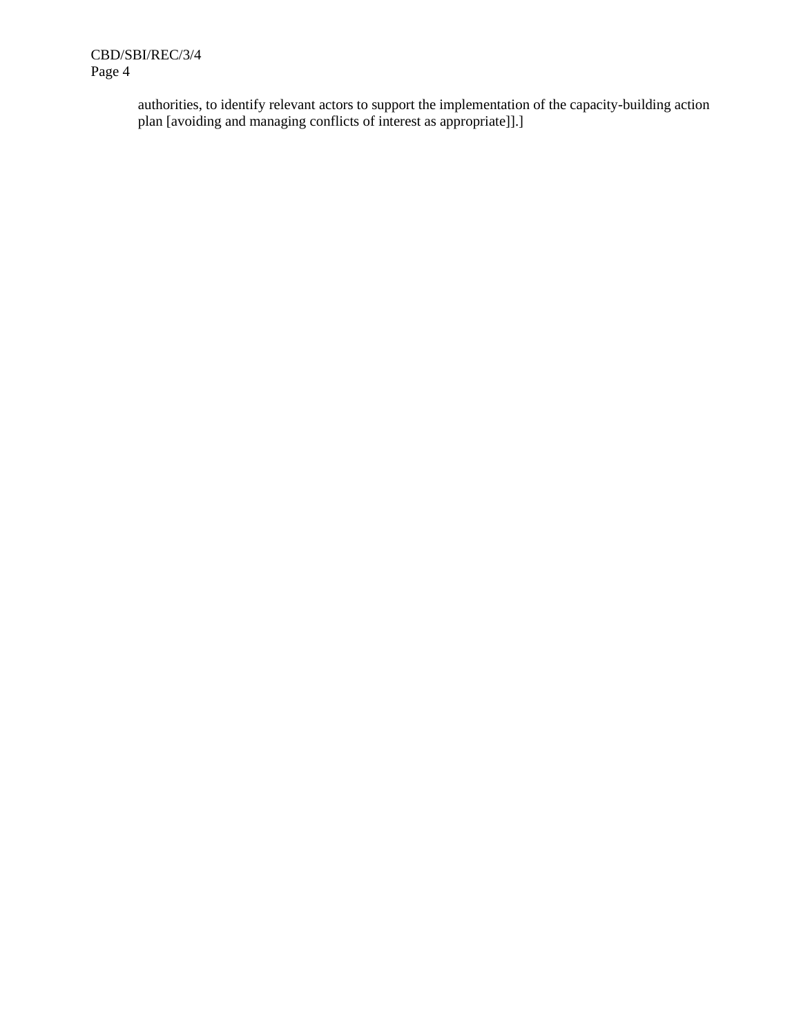authorities, to identify relevant actors to support the implementation of the capacity-building action plan [avoiding and managing conflicts of interest as appropriate]].]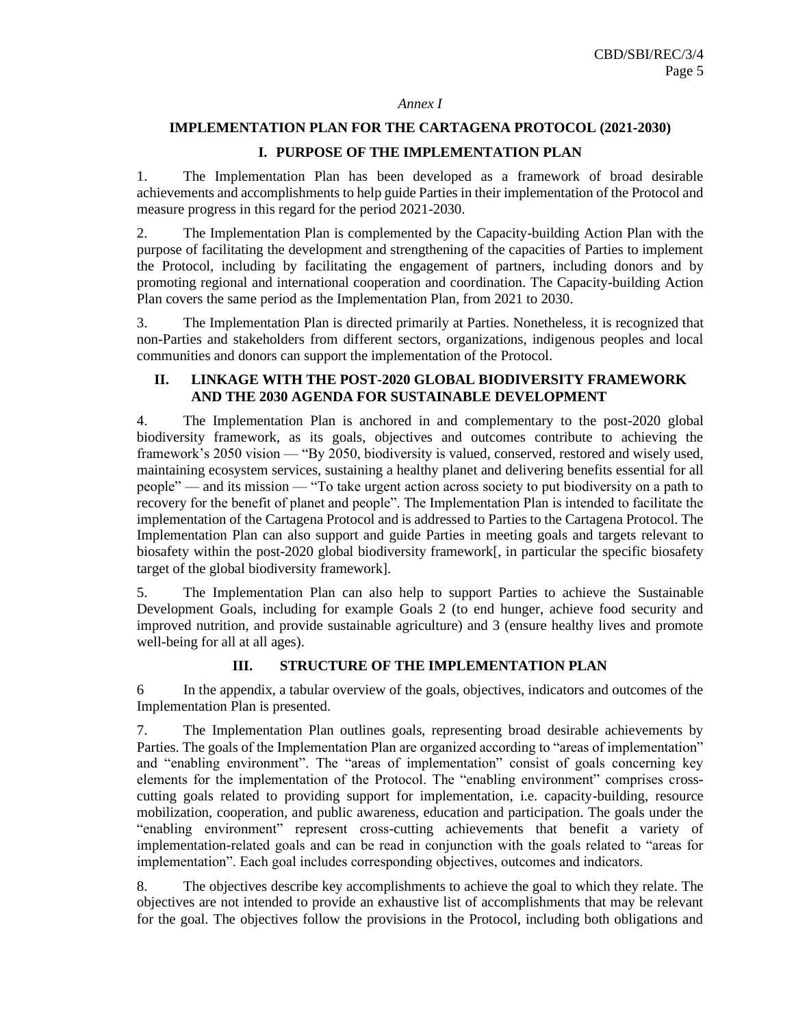*Annex I*

# IMPLEMENTATION PLAN FOR THE CARTAGENA PROTOCOL (2021-2030)

## I. PURPOSE OF THE IMPLEMENTATION PLAN

1. The Implementation Plan has been developed as a framework of broad desirable achievements and accomplishments to help guide Parties in their implementation of the Protocol and measure progress in this regard for the period 2021-2030.

2. The Implementation Plan is complemented by the Capacity-building Action Plan with the purpose of facilitating the development and strengthening of the capacities of Parties to implement the Protocol, including by facilitating the engagement of partners, including donors and by promoting regional and international cooperation and coordination. The Capacity-building Action Plan covers the same period as the Implementation Plan, from 2021 to 2030.

3. The Implementation Plan is directed primarily at Parties. Nonetheless, it is recognized that non-Parties and stakeholders from different sectors, organizations, indigenous peoples and local communities and donors can support the implementation of the Protocol.

## II. LINKAGE WITH THE POST-2020 GLOBAL BIODIVERSITY FRAMEWORK AND THE 2030 AGENDA FOR SUSTAINABLE DEVELOPMENT

4. The Implementation Plan is anchored in and complementary to the post-2020 global biodiversity framework, as its goals, objectives and outcomes contribute to achieving the framework's 2050 vision — "By 2050, biodiversity is valued, conserved, restored and wisely used, maintaining ecosystem services, sustaining a healthy planet and delivering benefits essential for all people" — and its mission — "To take urgent action across society to put biodiversity on a path to recovery for the benefit of planet and people". The Implementation Plan is intended to facilitate the implementation of the Cartagena Protocol and is addressed to Parties to the Cartagena Protocol. The Implementation Plan can also support and guide Parties in meeting goals and targets relevant to biosafety within the post-2020 global biodiversity framework[, in particular the specific biosafety target of the global biodiversity framework].

5. The Implementation Plan can also help to support Parties to achieve the Sustainable Development Goals, including for example Goals 2 (to end hunger, achieve food security and improved nutrition, and provide sustainable agriculture) and 3 (ensure healthy lives and promote well-being for all at all ages).

## III. STRUCTURE OF THE IMPLEMENTATION PLAN

6 In the appendix, a tabular overview of the goals, objectives, indicators and outcomes of the Implementation Plan is presented.

7. The Implementation Plan outlines goals, representing broad desirable achievements by Parties. The goals of the Implementation Plan are organized according to "areas of implementation" and "enabling environment". The "areas of implementation" consist of goals concerning key elements for the implementation of the Protocol. The "enabling environment" comprises cross-cutting goals related to providing support for implementation, i.e. capacity-building, resource mobilization, cooperation, and public awareness, education and participation. The goals under the "enabling environment" represent cross-cutting achievements that benefit a variety of implementation-related goals and can be read in conjunction with the goals related to "areas for implementation". Each goal includes corresponding objectives, outcomes and indicators.

8. The objectives describe key accomplishments to achieve the goal to which they relate. The objectives are not intended to provide an exhaustive list of accomplishments that may be relevant for the goal. The objectives follow the provisions in the Protocol, including both obligations and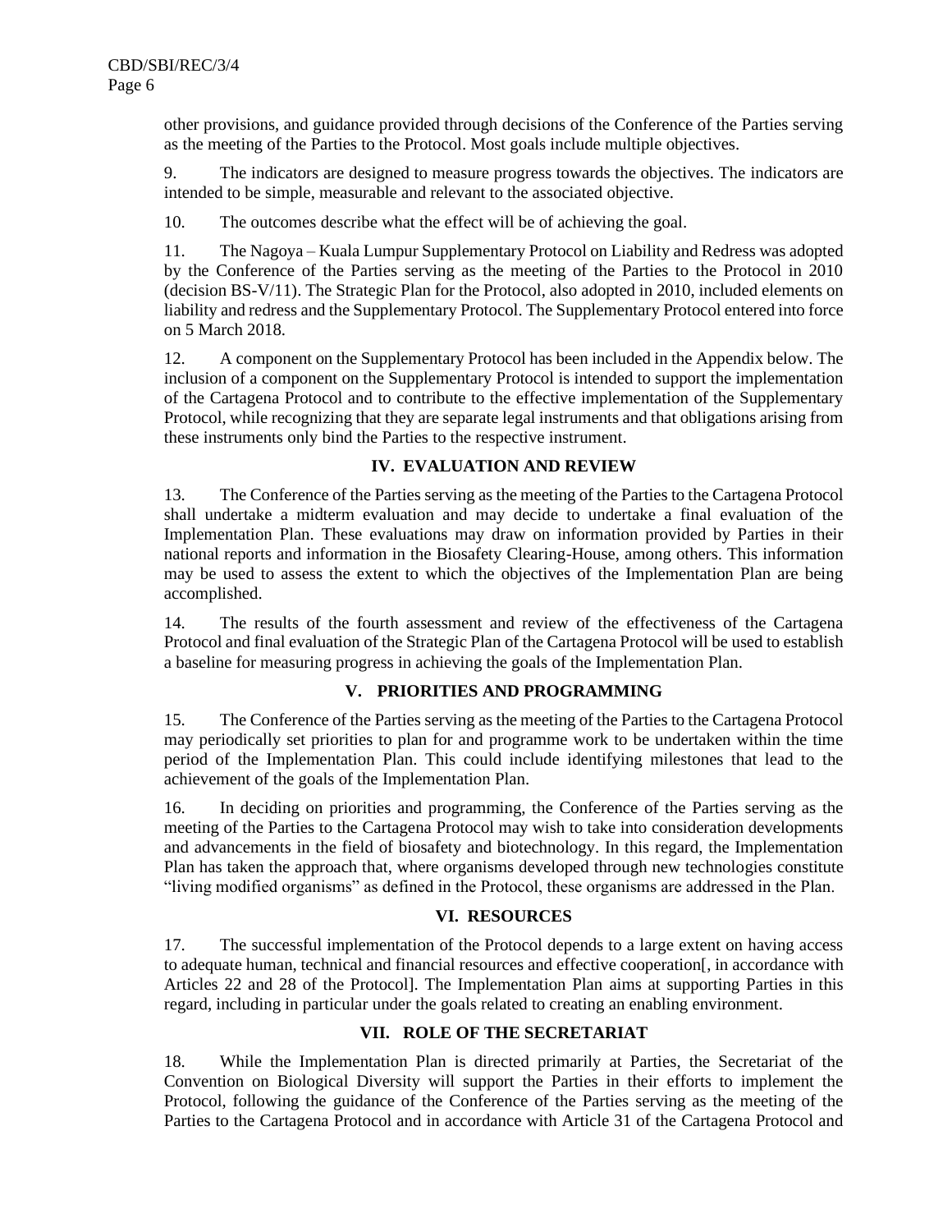other provisions, and guidance provided through decisions of the Conference of the Parties serving as the meeting of the Parties to the Protocol. Most goals include multiple objectives.

9. The indicators are designed to measure progress towards the objectives. The indicators are intended to be simple, measurable and relevant to the associated objective.

10. The outcomes describe what the effect will be of achieving the goal.

11. The Nagoya – Kuala Lumpur Supplementary Protocol on Liability and Redress was adopted by the Conference of the Parties serving as the meeting of the Parties to the Protocol in 2010 (decision BS-V/11). The Strategic Plan for the Protocol, also adopted in 2010, included elements on liability and redress and the Supplementary Protocol. The Supplementary Protocol entered into force on 5 March 2018.

12. A component on the Supplementary Protocol has been included in the Appendix below. The inclusion of a component on the Supplementary Protocol is intended to support the implementation of the Cartagena Protocol and to contribute to the effective implementation of the Supplementary Protocol, while recognizing that they are separate legal instruments and that obligations arising from these instruments only bind the Parties to the respective instrument.

## IV. EVALUATION AND REVIEW

13. The Conference of the Parties serving as the meeting of the Parties to the Cartagena Protocol shall undertake a midterm evaluation and may decide to undertake a final evaluation of the Implementation Plan. These evaluations may draw on information provided by Parties in their national reports and information in the Biosafety Clearing-House, among others. This information may be used to assess the extent to which the objectives of the Implementation Plan are being accomplished.

14. The results of the fourth assessment and review of the effectiveness of the Cartagena Protocol and final evaluation of the Strategic Plan of the Cartagena Protocol will be used to establish a baseline for measuring progress in achieving the goals of the Implementation Plan.

## V. PRIORITIES AND PROGRAMMING

15. The Conference of the Parties serving as the meeting of the Parties to the Cartagena Protocol may periodically set priorities to plan for and programme work to be undertaken within the time period of the Implementation Plan. This could include identifying milestones that lead to the achievement of the goals of the Implementation Plan.

16. In deciding on priorities and programming, the Conference of the Parties serving as the meeting of the Parties to the Cartagena Protocol may wish to take into consideration developments and advancements in the field of biosafety and biotechnology. In this regard, the Implementation Plan has taken the approach that, where organisms developed through new technologies constitute "living modified organisms" as defined in the Protocol, these organisms are addressed in the Plan.

## VI. RESOURCES

17. The successful implementation of the Protocol depends to a large extent on having access to adequate human, technical and financial resources and effective cooperation[, in accordance with Articles 22 and 28 of the Protocol]. The Implementation Plan aims at supporting Parties in this regard, including in particular under the goals related to creating an enabling environment.

## VII. ROLE OF THE SECRETARIAT

18. While the Implementation Plan is directed primarily at Parties, the Secretariat of the Convention on Biological Diversity will support the Parties in their efforts to implement the Protocol, following the guidance of the Conference of the Parties serving as the meeting of the Parties to the Cartagena Protocol and in accordance with Article 31 of the Cartagena Protocol and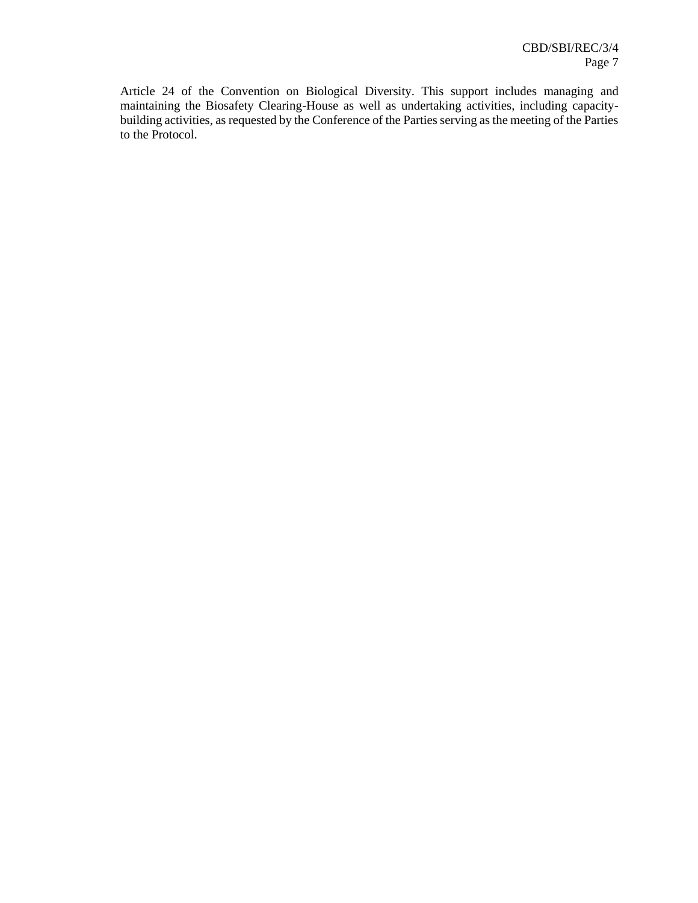Article 24 of the Convention on Biological Diversity. This support includes managing and maintaining the Biosafety Clearing-House as well as undertaking activities, including capacity-building activities, as requested by the Conference of the Parties serving as the meeting of the Parties to the Protocol.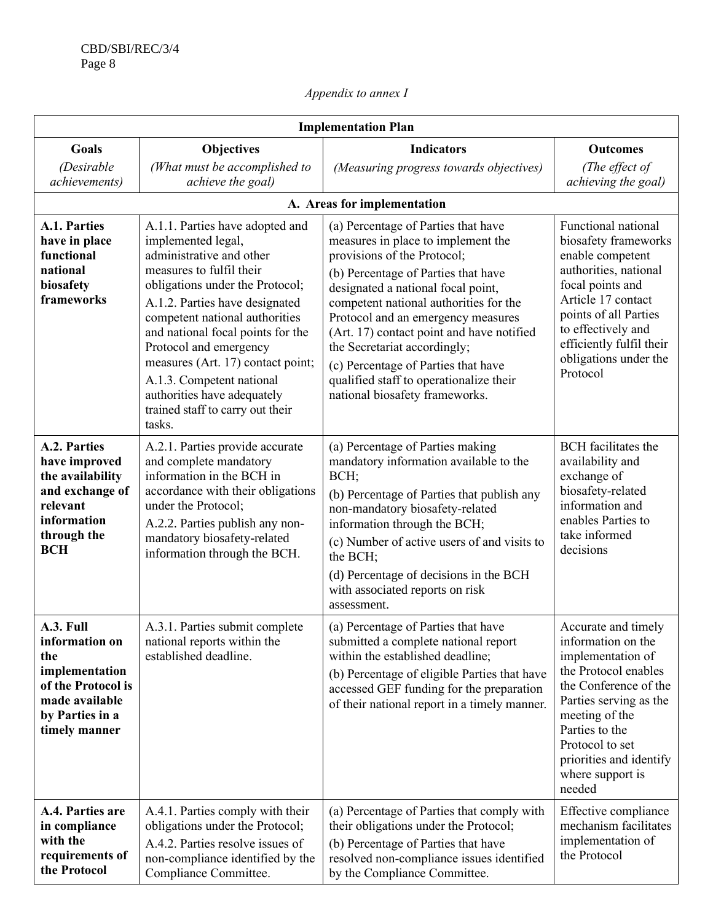*Appendix to annex I*

| Implementation Plan | | | |
|---|---|---|---|
| **Goals** *(Desirable achievements)* | **Objectives** *(What must be accomplished to achieve the goal)* | **Indicators** *(Measuring progress towards objectives)* | **Outcomes** *(The effect of achieving the goal)* |
| **A. Areas for implementation** | | | |
| **A.1. Parties have in place functional national biosafety frameworks** | A.1.1. Parties have adopted and implemented legal, administrative and other measures to fulfil their obligations under the Protocol;<br>A.1.2. Parties have designated competent national authorities and national focal points for the Protocol and emergency measures (Art. 17) contact point;<br>A.1.3. Competent national authorities have adequately trained staff to carry out their tasks. | (a) Percentage of Parties that have measures in place to implement the provisions of the Protocol;<br>(b) Percentage of Parties that have designated a national focal point, competent national authorities for the Protocol and an emergency measures (Art. 17) contact point and have notified the Secretariat accordingly;<br>(c) Percentage of Parties that have qualified staff to operationalize their national biosafety frameworks. | Functional national biosafety frameworks enable competent authorities, national focal points and Article 17 contact points of all Parties to effectively and efficiently fulfil their obligations under the Protocol |
| **A.2. Parties have improved the availability and exchange of relevant information through the BCH** | A.2.1. Parties provide accurate and complete mandatory information in the BCH in accordance with their obligations under the Protocol;<br>A.2.2. Parties publish any non-mandatory biosafety-related information through the BCH. | (a) Percentage of Parties making mandatory information available to the BCH;<br>(b) Percentage of Parties that publish any non-mandatory biosafety-related information through the BCH;<br>(c) Number of active users of and visits to the BCH;<br>(d) Percentage of decisions in the BCH with associated reports on risk assessment. | BCH facilitates the availability and exchange of biosafety-related information and enables Parties to take informed decisions |
| **A.3. Full information on the implementation of the Protocol is made available by Parties in a timely manner** | A.3.1. Parties submit complete national reports within the established deadline. | (a) Percentage of Parties that have submitted a complete national report within the established deadline;<br>(b) Percentage of eligible Parties that have accessed GEF funding for the preparation of their national report in a timely manner. | Accurate and timely information on the implementation of the Protocol enables the Conference of the Parties serving as the meeting of the Parties to the Protocol to set priorities and identify where support is needed |
| **A.4. Parties are in compliance with the requirements of the Protocol** | A.4.1. Parties comply with their obligations under the Protocol;<br>A.4.2. Parties resolve issues of non-compliance identified by the Compliance Committee. | (a) Percentage of Parties that comply with their obligations under the Protocol;<br>(b) Percentage of Parties that have resolved non-compliance issues identified by the Compliance Committee. | Effective compliance mechanism facilitates implementation of the Protocol |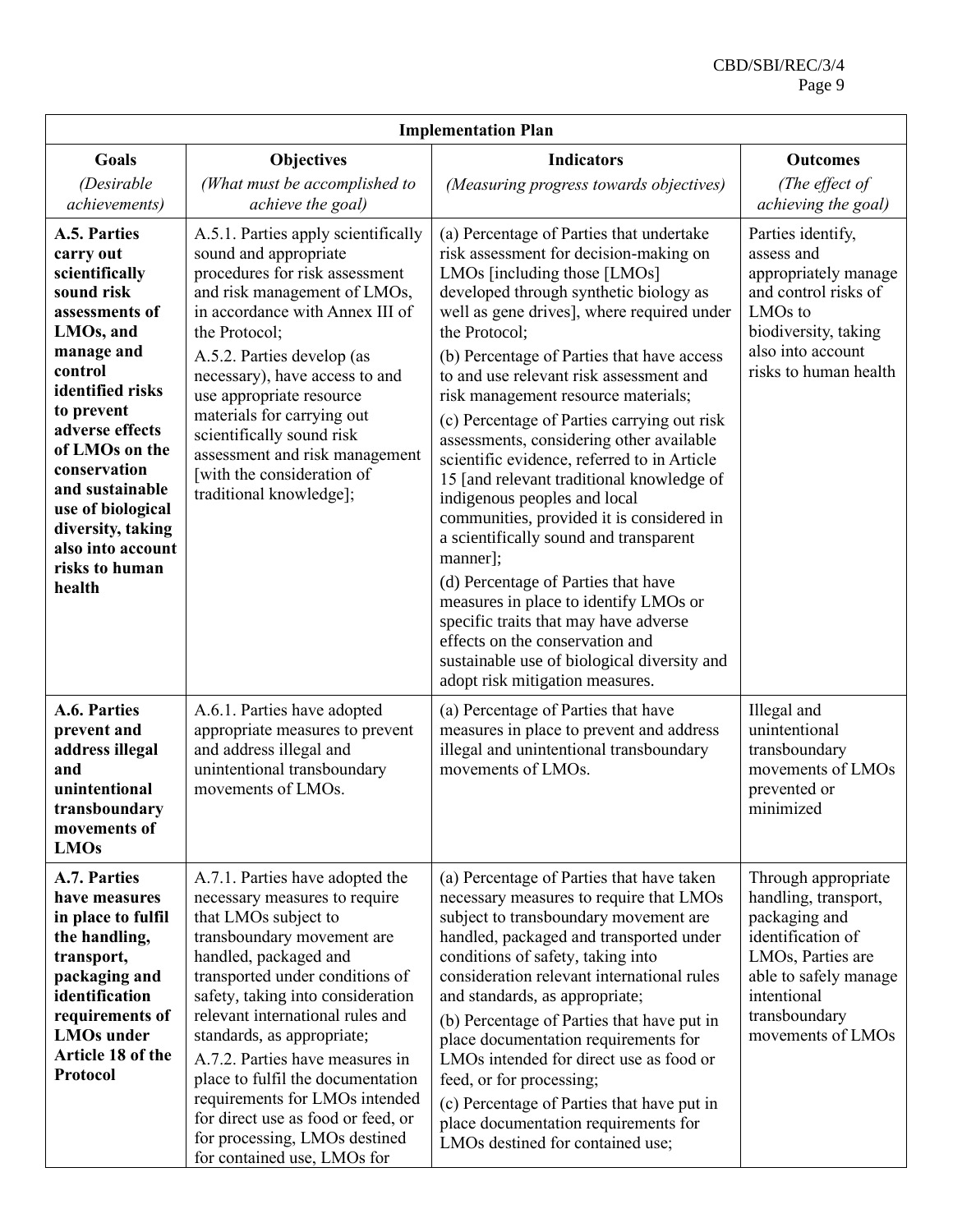| **Implementation Plan** | | | |
|---|---|---|---|
| **Goals** *(Desirable achievements)* | **Objectives** *(What must be accomplished to achieve the goal)* | **Indicators** *(Measuring progress towards objectives)* | **Outcomes** *(The effect of achieving the goal)* |
| **A.5. Parties carry out scientifically sound risk assessments of LMOs, and manage and control identified risks to prevent adverse effects of LMOs on the conservation and sustainable use of biological diversity, taking also into account risks to human health** | A.5.1. Parties apply scientifically sound and appropriate procedures for risk assessment and risk management of LMOs, in accordance with Annex III of the Protocol;<br>A.5.2. Parties develop (as necessary), have access to and use appropriate resource materials for carrying out scientifically sound risk assessment and risk management [with the consideration of traditional knowledge]; | (a) Percentage of Parties that undertake risk assessment for decision-making on LMOs [including those [LMOs] developed through synthetic biology as well as gene drives], where required under the Protocol;<br>(b) Percentage of Parties that have access to and use relevant risk assessment and risk management resource materials;<br>(c) Percentage of Parties carrying out risk assessments, considering other available scientific evidence, referred to in Article 15 [and relevant traditional knowledge of indigenous peoples and local communities, provided it is considered in a scientifically sound and transparent manner];<br>(d) Percentage of Parties that have measures in place to identify LMOs or specific traits that may have adverse effects on the conservation and sustainable use of biological diversity and adopt risk mitigation measures. | Parties identify, assess and appropriately manage and control risks of LMOs to biodiversity, taking also into account risks to human health |
| **A.6. Parties prevent and address illegal and unintentional transboundary movements of LMOs** | A.6.1. Parties have adopted appropriate measures to prevent and address illegal and unintentional transboundary movements of LMOs. | (a) Percentage of Parties that have measures in place to prevent and address illegal and unintentional transboundary movements of LMOs. | Illegal and unintentional transboundary movements of LMOs prevented or minimized |
| **A.7. Parties have measures in place to fulfil the handling, transport, packaging and identification requirements of LMOs under Article 18 of the Protocol** | A.7.1. Parties have adopted the necessary measures to require that LMOs subject to transboundary movement are handled, packaged and transported under conditions of safety, taking into consideration relevant international rules and standards, as appropriate;<br>A.7.2. Parties have measures in place to fulfil the documentation requirements for LMOs intended for direct use as food or feed, or for processing, LMOs destined for contained use, LMOs for | (a) Percentage of Parties that have taken necessary measures to require that LMOs subject to transboundary movement are handled, packaged and transported under conditions of safety, taking into consideration relevant international rules and standards, as appropriate;<br>(b) Percentage of Parties that have put in place documentation requirements for LMOs intended for direct use as food or feed, or for processing;<br>(c) Percentage of Parties that have put in place documentation requirements for LMOs destined for contained use; | Through appropriate handling, transport, packaging and identification of LMOs, Parties are able to safely manage intentional transboundary movements of LMOs |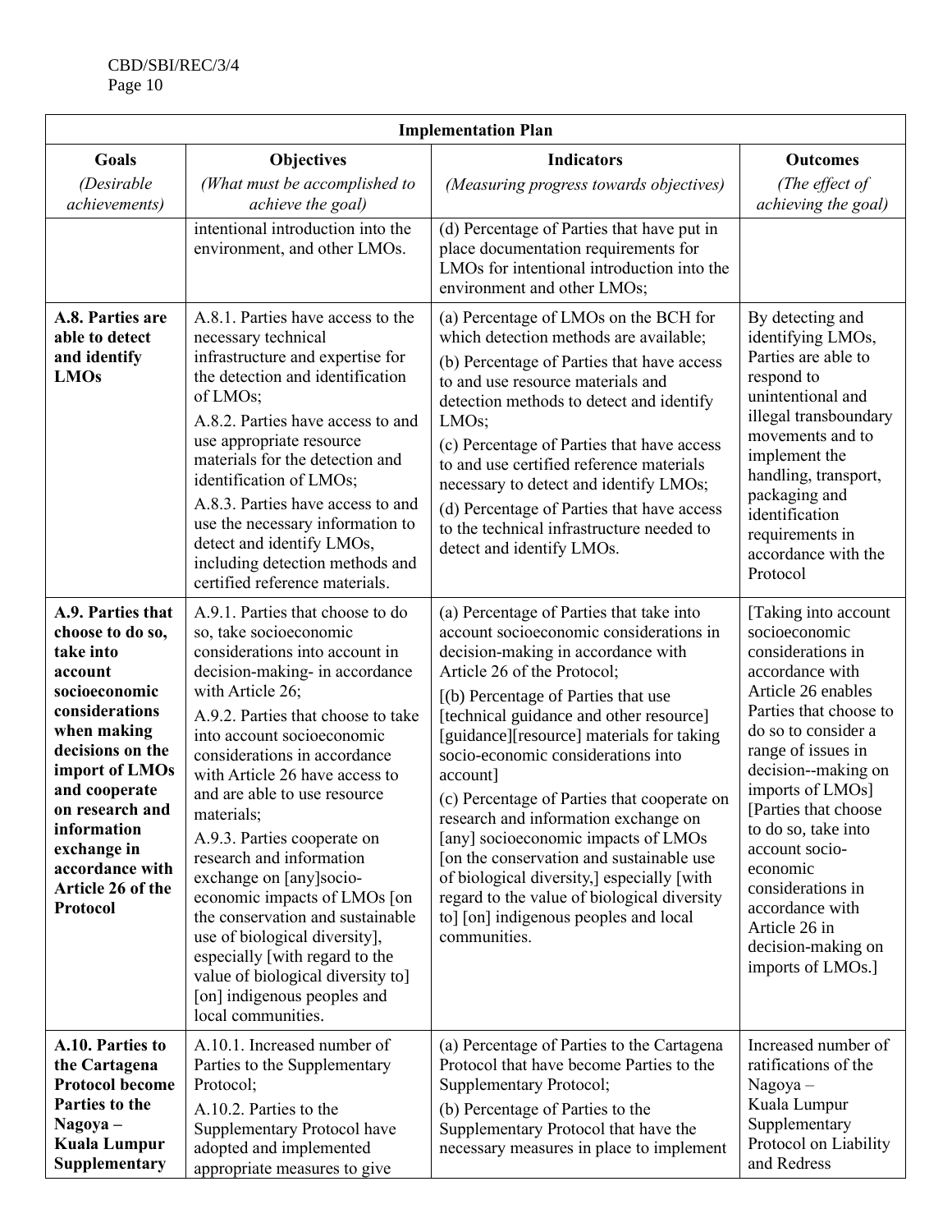| Implementation Plan | | | |
|---|---|---|---|
| **Goals** *(Desirable achievements)* | **Objectives** *(What must be accomplished to achieve the goal)* | **Indicators** *(Measuring progress towards objectives)* | **Outcomes** *(The effect of achieving the goal)* |
| | intentional introduction into the environment, and other LMOs. | (d) Percentage of Parties that have put in place documentation requirements for LMOs for intentional introduction into the environment and other LMOs; | |
| **A.8. Parties are able to detect and identify LMOs** | A.8.1. Parties have access to the necessary technical infrastructure and expertise for the detection and identification of LMOs;<br>A.8.2. Parties have access to and use appropriate resource materials for the detection and identification of LMOs;<br>A.8.3. Parties have access to and use the necessary information to detect and identify LMOs, including detection methods and certified reference materials. | (a) Percentage of LMOs on the BCH for which detection methods are available;<br>(b) Percentage of Parties that have access to and use resource materials and detection methods to detect and identify LMOs;<br>(c) Percentage of Parties that have access to and use certified reference materials necessary to detect and identify LMOs;<br>(d) Percentage of Parties that have access to the technical infrastructure needed to detect and identify LMOs. | By detecting and identifying LMOs, Parties are able to respond to unintentional and illegal transboundary movements and to implement the handling, transport, packaging and identification requirements in accordance with the Protocol |
| **A.9. Parties that choose to do so, take into account socioeconomic considerations when making decisions on the import of LMOs and cooperate on research and information exchange in accordance with Article 26 of the Protocol** | A.9.1. Parties that choose to do so, take socioeconomic considerations into account in decision-making- in accordance with Article 26;<br>A.9.2. Parties that choose to take into account socioeconomic considerations in accordance with Article 26 have access to and are able to use resource materials;<br>A.9.3. Parties cooperate on research and information exchange on [any]socio-economic impacts of LMOs [on the conservation and sustainable use of biological diversity], especially [with regard to the value of biological diversity to] [on] indigenous peoples and local communities. | (a) Percentage of Parties that take into account socioeconomic considerations in decision-making in accordance with Article 26 of the Protocol;<br>[(b) Percentage of Parties that use [technical guidance and other resource] [guidance][resource] materials for taking socio-economic considerations into account]<br>(c) Percentage of Parties that cooperate on research and information exchange on [any] socioeconomic impacts of LMOs [on the conservation and sustainable use of biological diversity,] especially [with regard to the value of biological diversity to] [on] indigenous peoples and local communities. | [Taking into account socioeconomic considerations in accordance with Article 26 enables Parties that choose to do so to consider a range of issues in decision--making on imports of LMOs] [Parties that choose to do so, take into account socio-economic considerations in accordance with Article 26 in decision-making on imports of LMOs.] |
| **A.10. Parties to the Cartagena Protocol become Parties to the Nagoya – Kuala Lumpur Supplementary** | A.10.1. Increased number of Parties to the Supplementary Protocol;<br>A.10.2. Parties to the Supplementary Protocol have adopted and implemented appropriate measures to give | (a) Percentage of Parties to the Cartagena Protocol that have become Parties to the Supplementary Protocol;<br>(b) Percentage of Parties to the Supplementary Protocol that have the necessary measures in place to implement | Increased number of ratifications of the Nagoya – Kuala Lumpur Supplementary Protocol on Liability and Redress |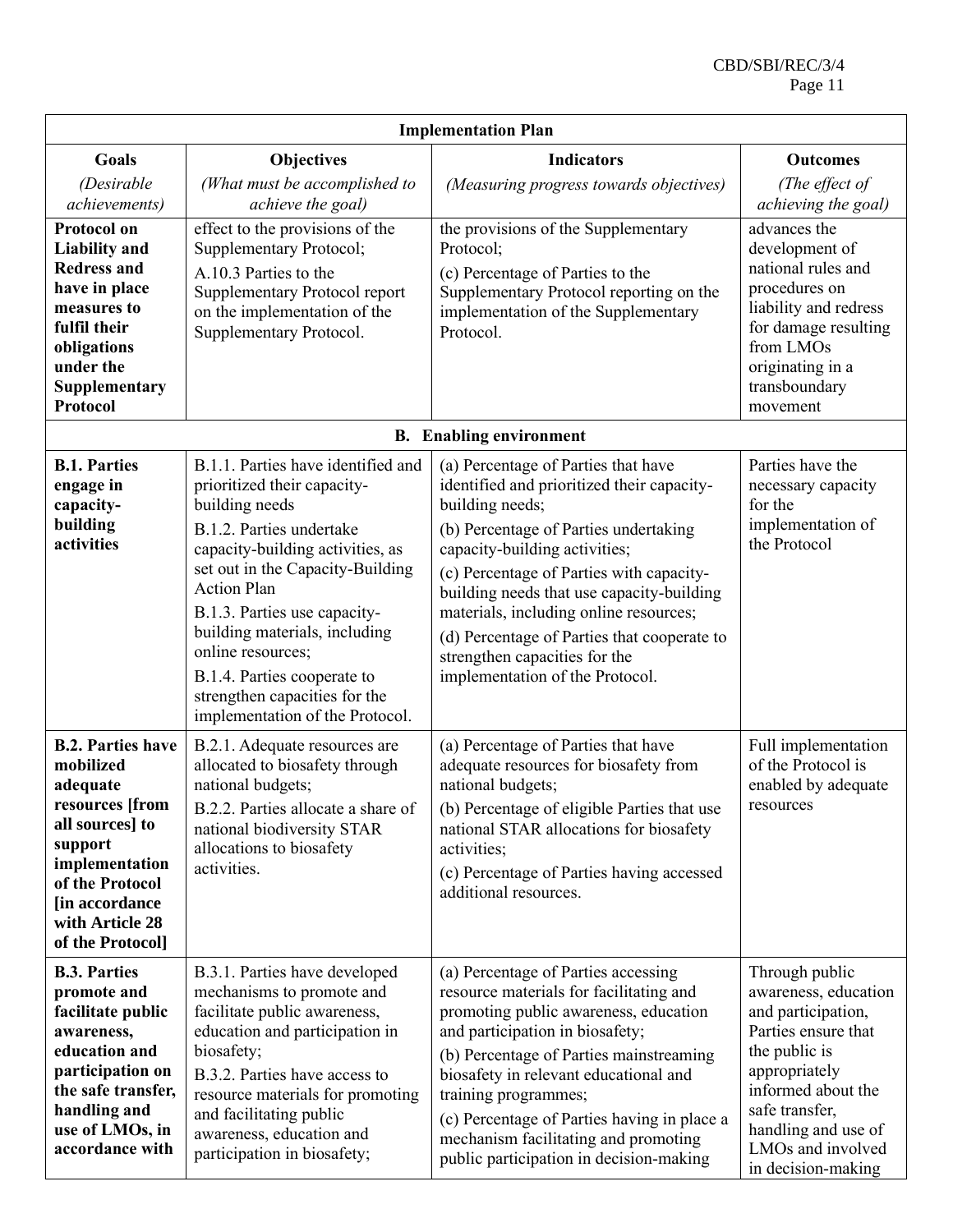| Implementation Plan | | | |
|---|---|---|---|
| **Goals** *(Desirable achievements)* | **Objectives** *(What must be accomplished to achieve the goal)* | **Indicators** *(Measuring progress towards objectives)* | **Outcomes** *(The effect of achieving the goal)* |
| **Protocol on Liability and Redress and have in place measures to fulfil their obligations under the Supplementary Protocol** | effect to the provisions of the Supplementary Protocol;<br>A.10.3 Parties to the Supplementary Protocol report on the implementation of the Supplementary Protocol. | the provisions of the Supplementary Protocol;<br>(c) Percentage of Parties to the Supplementary Protocol reporting on the implementation of the Supplementary Protocol. | advances the development of national rules and procedures on liability and redress for damage resulting from LMOs originating in a transboundary movement |
| **B. Enabling environment** | | | |
| **B.1. Parties engage in capacity-building activities** | B.1.1. Parties have identified and prioritized their capacity-building needs<br>B.1.2. Parties undertake capacity-building activities, as set out in the Capacity-Building Action Plan<br>B.1.3. Parties use capacity-building materials, including online resources;<br>B.1.4. Parties cooperate to strengthen capacities for the implementation of the Protocol. | (a) Percentage of Parties that have identified and prioritized their capacity-building needs;<br>(b) Percentage of Parties undertaking capacity-building activities;<br>(c) Percentage of Parties with capacity-building needs that use capacity-building materials, including online resources;<br>(d) Percentage of Parties that cooperate to strengthen capacities for the implementation of the Protocol. | Parties have the necessary capacity for the implementation of the Protocol |
| **B.2. Parties have mobilized adequate resources [from all sources] to support implementation of the Protocol [in accordance with Article 28 of the Protocol]** | B.2.1. Adequate resources are allocated to biosafety through national budgets;<br>B.2.2. Parties allocate a share of national biodiversity STAR allocations to biosafety activities. | (a) Percentage of Parties that have adequate resources for biosafety from national budgets;<br>(b) Percentage of eligible Parties that use national STAR allocations for biosafety activities;<br>(c) Percentage of Parties having accessed additional resources. | Full implementation of the Protocol is enabled by adequate resources |
| **B.3. Parties promote and facilitate public awareness, education and participation on the safe transfer, handling and use of LMOs, in accordance with** | B.3.1. Parties have developed mechanisms to promote and facilitate public awareness, education and participation in biosafety;<br>B.3.2. Parties have access to resource materials for promoting and facilitating public awareness, education and participation in biosafety; | (a) Percentage of Parties accessing resource materials for facilitating and promoting public awareness, education and participation in biosafety;<br>(b) Percentage of Parties mainstreaming biosafety in relevant educational and training programmes;<br>(c) Percentage of Parties having in place a mechanism facilitating and promoting public participation in decision-making | Through public awareness, education and participation, Parties ensure that the public is appropriately informed about the safe transfer, handling and use of LMOs and involved in decision-making |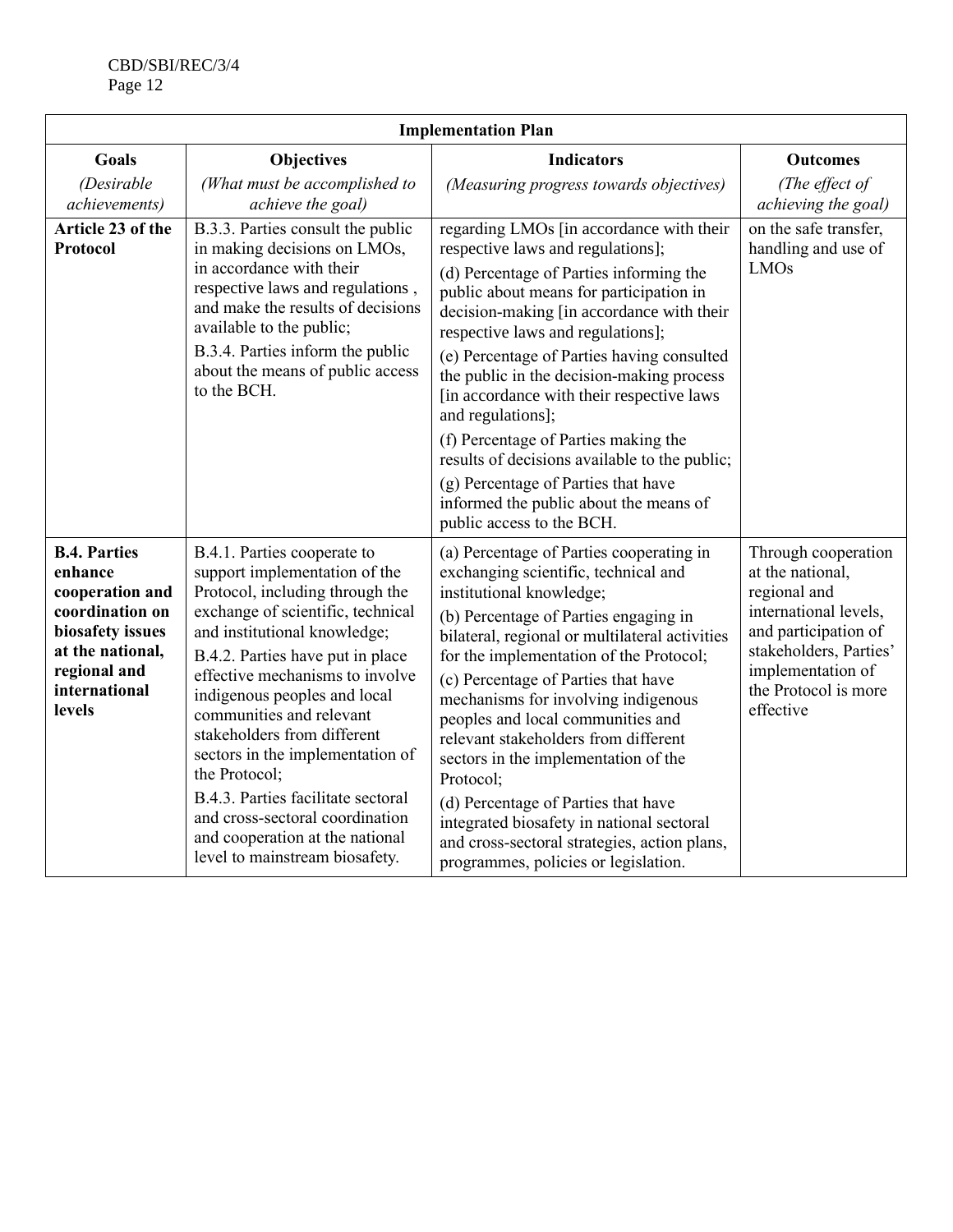| Implementation Plan | | | |
|---|---|---|---|
| **Goals** *(Desirable achievements)* | **Objectives** *(What must be accomplished to achieve the goal)* | **Indicators** *(Measuring progress towards objectives)* | **Outcomes** *(The effect of achieving the goal)* |
| **Article 23 of the Protocol** | B.3.3. Parties consult the public in making decisions on LMOs, in accordance with their respective laws and regulations , and make the results of decisions available to the public;<br>B.3.4. Parties inform the public about the means of public access to the BCH. | regarding LMOs [in accordance with their respective laws and regulations];<br>(d) Percentage of Parties informing the public about means for participation in decision-making [in accordance with their respective laws and regulations];<br>(e) Percentage of Parties having consulted the public in the decision-making process [in accordance with their respective laws and regulations];<br>(f) Percentage of Parties making the results of decisions available to the public;<br>(g) Percentage of Parties that have informed the public about the means of public access to the BCH. | on the safe transfer, handling and use of LMOs |
| **B.4. Parties enhance cooperation and coordination on biosafety issues at the national, regional and international levels** | B.4.1. Parties cooperate to support implementation of the Protocol, including through the exchange of scientific, technical and institutional knowledge;<br>B.4.2. Parties have put in place effective mechanisms to involve indigenous peoples and local communities and relevant stakeholders from different sectors in the implementation of the Protocol;<br>B.4.3. Parties facilitate sectoral and cross-sectoral coordination and cooperation at the national level to mainstream biosafety. | (a) Percentage of Parties cooperating in exchanging scientific, technical and institutional knowledge;<br>(b) Percentage of Parties engaging in bilateral, regional or multilateral activities for the implementation of the Protocol;<br>(c) Percentage of Parties that have mechanisms for involving indigenous peoples and local communities and relevant stakeholders from different sectors in the implementation of the Protocol;<br>(d) Percentage of Parties that have integrated biosafety in national sectoral and cross-sectoral strategies, action plans, programmes, policies or legislation. | Through cooperation at the national, regional and international levels, and participation of stakeholders, Parties' implementation of the Protocol is more effective |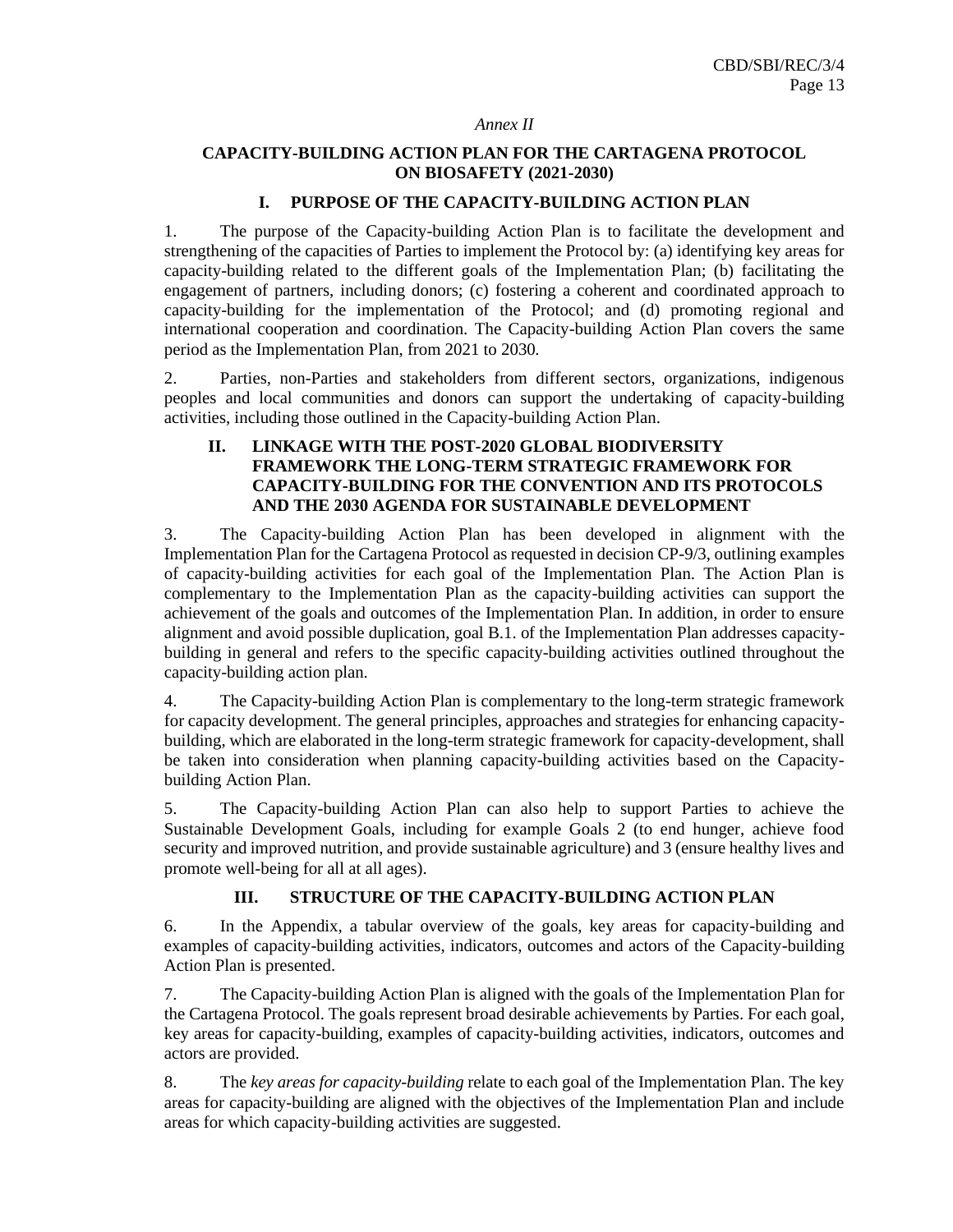*Annex II*

# CAPACITY-BUILDING ACTION PLAN FOR THE CARTAGENA PROTOCOL ON BIOSAFETY (2021-2030)

## I. PURPOSE OF THE CAPACITY-BUILDING ACTION PLAN

1. The purpose of the Capacity-building Action Plan is to facilitate the development and strengthening of the capacities of Parties to implement the Protocol by: (a) identifying key areas for capacity-building related to the different goals of the Implementation Plan; (b) facilitating the engagement of partners, including donors; (c) fostering a coherent and coordinated approach to capacity-building for the implementation of the Protocol; and (d) promoting regional and international cooperation and coordination. The Capacity-building Action Plan covers the same period as the Implementation Plan, from 2021 to 2030.

2. Parties, non-Parties and stakeholders from different sectors, organizations, indigenous peoples and local communities and donors can support the undertaking of capacity-building activities, including those outlined in the Capacity-building Action Plan.

## II. LINKAGE WITH THE POST-2020 GLOBAL BIODIVERSITY FRAMEWORK THE LONG-TERM STRATEGIC FRAMEWORK FOR CAPACITY-BUILDING FOR THE CONVENTION AND ITS PROTOCOLS AND THE 2030 AGENDA FOR SUSTAINABLE DEVELOPMENT

3. The Capacity-building Action Plan has been developed in alignment with the Implementation Plan for the Cartagena Protocol as requested in decision CP-9/3, outlining examples of capacity-building activities for each goal of the Implementation Plan. The Action Plan is complementary to the Implementation Plan as the capacity-building activities can support the achievement of the goals and outcomes of the Implementation Plan. In addition, in order to ensure alignment and avoid possible duplication, goal B.1. of the Implementation Plan addresses capacity-building in general and refers to the specific capacity-building activities outlined throughout the capacity-building action plan.

4. The Capacity-building Action Plan is complementary to the long-term strategic framework for capacity development. The general principles, approaches and strategies for enhancing capacity-building, which are elaborated in the long-term strategic framework for capacity-development, shall be taken into consideration when planning capacity-building activities based on the Capacity-building Action Plan.

5. The Capacity-building Action Plan can also help to support Parties to achieve the Sustainable Development Goals, including for example Goals 2 (to end hunger, achieve food security and improved nutrition, and provide sustainable agriculture) and 3 (ensure healthy lives and promote well-being for all at all ages).

## III. STRUCTURE OF THE CAPACITY-BUILDING ACTION PLAN

6. In the Appendix, a tabular overview of the goals, key areas for capacity-building and examples of capacity-building activities, indicators, outcomes and actors of the Capacity-building Action Plan is presented.

7. The Capacity-building Action Plan is aligned with the goals of the Implementation Plan for the Cartagena Protocol. The goals represent broad desirable achievements by Parties. For each goal, key areas for capacity-building, examples of capacity-building activities, indicators, outcomes and actors are provided.

8. The *key areas for capacity-building* relate to each goal of the Implementation Plan. The key areas for capacity-building are aligned with the objectives of the Implementation Plan and include areas for which capacity-building activities are suggested.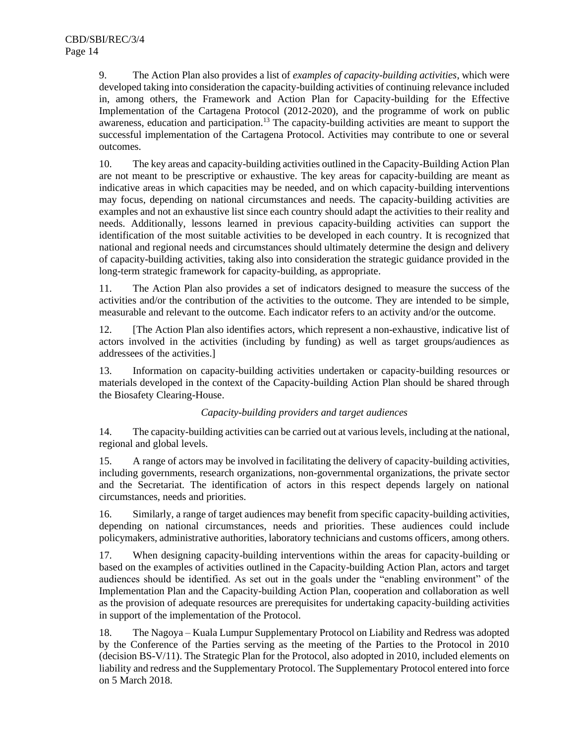9. The Action Plan also provides a list of *examples of capacity-building activities*, which were developed taking into consideration the capacity-building activities of continuing relevance included in, among others, the Framework and Action Plan for Capacity-building for the Effective Implementation of the Cartagena Protocol (2012-2020), and the programme of work on public awareness, education and participation.[13] The capacity-building activities are meant to support the successful implementation of the Cartagena Protocol. Activities may contribute to one or several outcomes.

10. The key areas and capacity-building activities outlined in the Capacity-Building Action Plan are not meant to be prescriptive or exhaustive. The key areas for capacity-building are meant as indicative areas in which capacities may be needed, and on which capacity-building interventions may focus, depending on national circumstances and needs. The capacity-building activities are examples and not an exhaustive list since each country should adapt the activities to their reality and needs. Additionally, lessons learned in previous capacity-building activities can support the identification of the most suitable activities to be developed in each country. It is recognized that national and regional needs and circumstances should ultimately determine the design and delivery of capacity-building activities, taking also into consideration the strategic guidance provided in the long-term strategic framework for capacity-building, as appropriate.

11. The Action Plan also provides a set of indicators designed to measure the success of the activities and/or the contribution of the activities to the outcome. They are intended to be simple, measurable and relevant to the outcome. Each indicator refers to an activity and/or the outcome.

12. [The Action Plan also identifies actors, which represent a non-exhaustive, indicative list of actors involved in the activities (including by funding) as well as target groups/audiences as addressees of the activities.]

13. Information on capacity-building activities undertaken or capacity-building resources or materials developed in the context of the Capacity-building Action Plan should be shared through the Biosafety Clearing-House.

*Capacity-building providers and target audiences*

14. The capacity-building activities can be carried out at various levels, including at the national, regional and global levels.

15. A range of actors may be involved in facilitating the delivery of capacity-building activities, including governments, research organizations, non-governmental organizations, the private sector and the Secretariat. The identification of actors in this respect depends largely on national circumstances, needs and priorities.

16. Similarly, a range of target audiences may benefit from specific capacity-building activities, depending on national circumstances, needs and priorities. These audiences could include policymakers, administrative authorities, laboratory technicians and customs officers, among others.

17. When designing capacity-building interventions within the areas for capacity-building or based on the examples of activities outlined in the Capacity-building Action Plan, actors and target audiences should be identified. As set out in the goals under the "enabling environment" of the Implementation Plan and the Capacity-building Action Plan, cooperation and collaboration as well as the provision of adequate resources are prerequisites for undertaking capacity-building activities in support of the implementation of the Protocol.

18. The Nagoya – Kuala Lumpur Supplementary Protocol on Liability and Redress was adopted by the Conference of the Parties serving as the meeting of the Parties to the Protocol in 2010 (decision BS-V/11). The Strategic Plan for the Protocol, also adopted in 2010, included elements on liability and redress and the Supplementary Protocol. The Supplementary Protocol entered into force on 5 March 2018.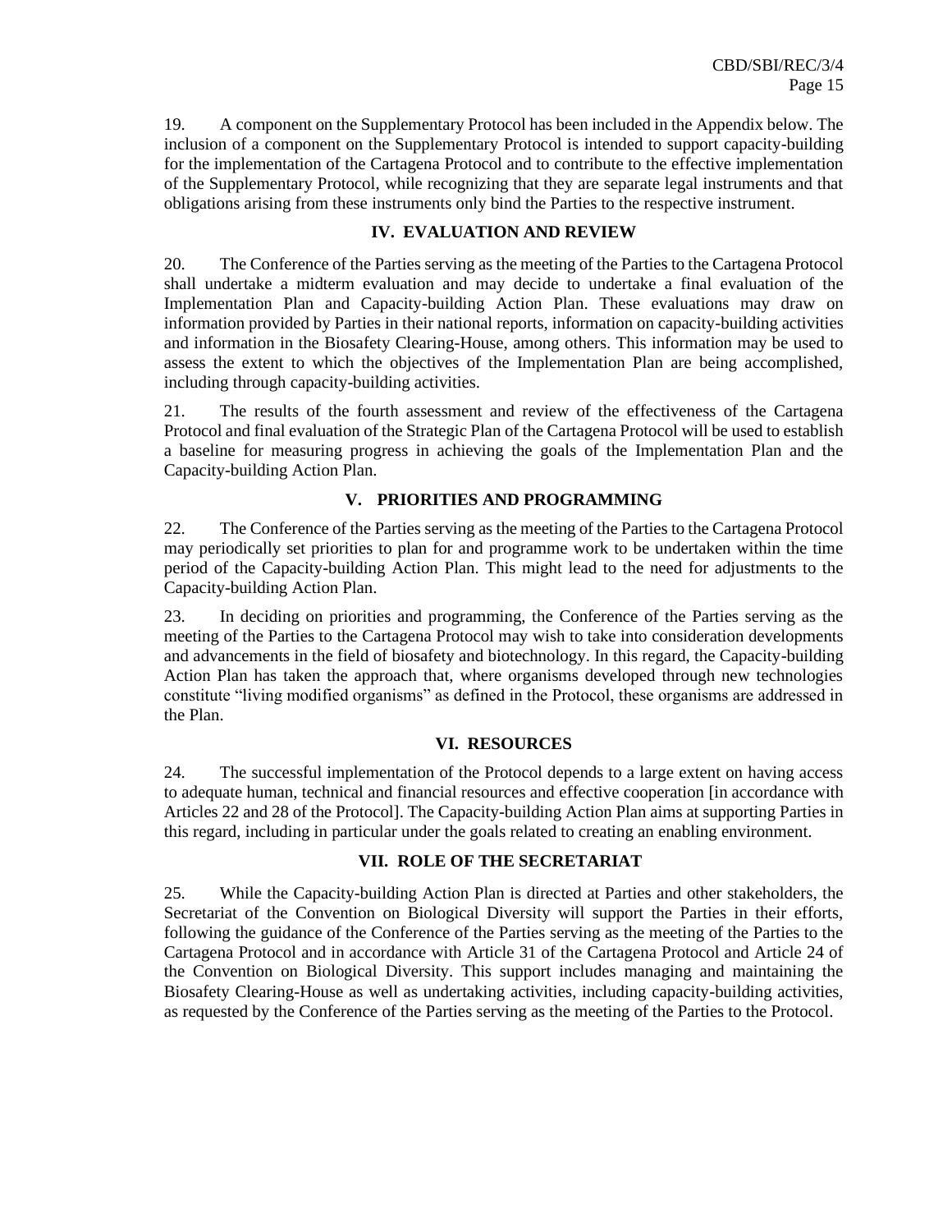19. A component on the Supplementary Protocol has been included in the Appendix below. The inclusion of a component on the Supplementary Protocol is intended to support capacity-building for the implementation of the Cartagena Protocol and to contribute to the effective implementation of the Supplementary Protocol, while recognizing that they are separate legal instruments and that obligations arising from these instruments only bind the Parties to the respective instrument.

## IV. EVALUATION AND REVIEW

20. The Conference of the Parties serving as the meeting of the Parties to the Cartagena Protocol shall undertake a midterm evaluation and may decide to undertake a final evaluation of the Implementation Plan and Capacity-building Action Plan. These evaluations may draw on information provided by Parties in their national reports, information on capacity-building activities and information in the Biosafety Clearing-House, among others. This information may be used to assess the extent to which the objectives of the Implementation Plan are being accomplished, including through capacity-building activities.

21. The results of the fourth assessment and review of the effectiveness of the Cartagena Protocol and final evaluation of the Strategic Plan of the Cartagena Protocol will be used to establish a baseline for measuring progress in achieving the goals of the Implementation Plan and the Capacity-building Action Plan.

## V. PRIORITIES AND PROGRAMMING

22. The Conference of the Parties serving as the meeting of the Parties to the Cartagena Protocol may periodically set priorities to plan for and programme work to be undertaken within the time period of the Capacity-building Action Plan. This might lead to the need for adjustments to the Capacity-building Action Plan.

23. In deciding on priorities and programming, the Conference of the Parties serving as the meeting of the Parties to the Cartagena Protocol may wish to take into consideration developments and advancements in the field of biosafety and biotechnology. In this regard, the Capacity-building Action Plan has taken the approach that, where organisms developed through new technologies constitute "living modified organisms" as defined in the Protocol, these organisms are addressed in the Plan.

## VI. RESOURCES

24. The successful implementation of the Protocol depends to a large extent on having access to adequate human, technical and financial resources and effective cooperation [in accordance with Articles 22 and 28 of the Protocol]. The Capacity-building Action Plan aims at supporting Parties in this regard, including in particular under the goals related to creating an enabling environment.

## VII. ROLE OF THE SECRETARIAT

25. While the Capacity-building Action Plan is directed at Parties and other stakeholders, the Secretariat of the Convention on Biological Diversity will support the Parties in their efforts, following the guidance of the Conference of the Parties serving as the meeting of the Parties to the Cartagena Protocol and in accordance with Article 31 of the Cartagena Protocol and Article 24 of the Convention on Biological Diversity. This support includes managing and maintaining the Biosafety Clearing-House as well as undertaking activities, including capacity-building activities, as requested by the Conference of the Parties serving as the meeting of the Parties to the Protocol.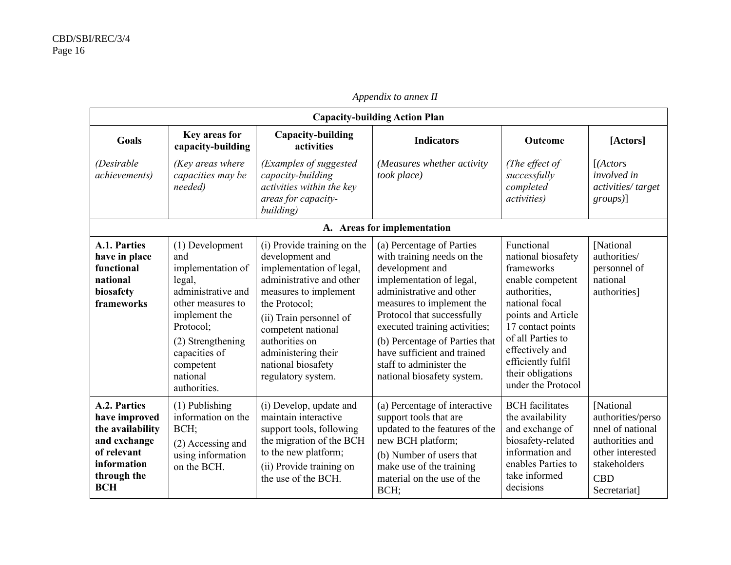*Appendix to annex II*

| **Capacity-building Action Plan** | | | | | |
|---|---|---|---|---|---|
| **Goals** *(Desirable achievements)* | **Key areas for capacity-building** *(Key areas where capacities may be needed)* | **Capacity-building activities** *(Examples of suggested capacity-building activities within the key areas for capacity-building)* | **Indicators** *(Measures whether activity took place)* | **Outcome** *(The effect of successfully completed activities)* | **[Actors]** [*(Actors involved in activities/ target groups)*] |
| **A. Areas for implementation** | | | | | |
| **A.1. Parties have in place functional national biosafety frameworks** | (1) Development and implementation of legal, administrative and other measures to implement the Protocol; (2) Strengthening capacities of competent national authorities. | (i) Provide training on the development and implementation of legal, administrative and other measures to implement the Protocol; (ii) Train personnel of competent national authorities on administering their national biosafety regulatory system. | (a) Percentage of Parties with training needs on the development and implementation of legal, administrative and other measures to implement the Protocol that successfully executed training activities; (b) Percentage of Parties that have sufficient and trained staff to administer the national biosafety system. | Functional national biosafety frameworks enable competent authorities, national focal points and Article 17 contact points of all Parties to effectively and efficiently fulfil their obligations under the Protocol | [National authorities/ personnel of national authorities] |
| **A.2. Parties have improved the availability and exchange of relevant information through the BCH** | (1) Publishing information on the BCH; (2) Accessing and using information on the BCH. | (i) Develop, update and maintain interactive support tools, following the migration of the BCH to the new platform; (ii) Provide training on the use of the BCH. | (a) Percentage of interactive support tools that are updated to the features of the new BCH platform; (b) Number of users that make use of the training material on the use of the BCH; | BCH facilitates the availability and exchange of biosafety-related information and enables Parties to take informed decisions | [National authorities/personnel of national authorities and other interested stakeholders CBD Secretariat] |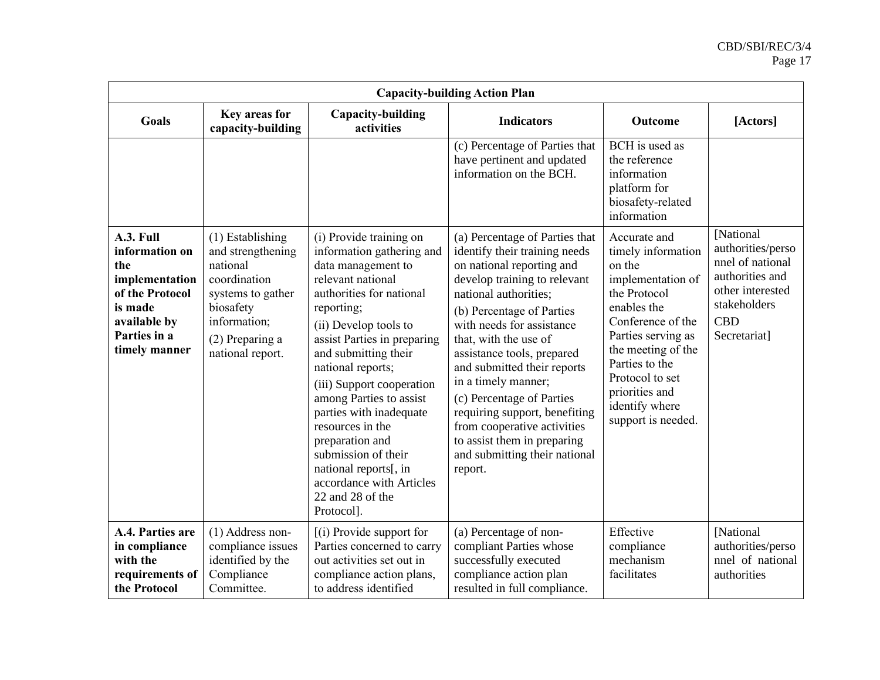| Capacity-building Action Plan | | | | | |
|---|---|---|---|---|---|
| **Goals** | **Key areas for capacity-building** | **Capacity-building activities** | **Indicators** | **Outcome** | **[Actors]** |
| | | | (c) Percentage of Parties that have pertinent and updated information on the BCH. | BCH is used as the reference information platform for biosafety-related information | |
| **A.3. Full information on the implementation of the Protocol is made available by Parties in a timely manner** | (1) Establishing and strengthening national coordination systems to gather biosafety information;<br>(2) Preparing a national report. | (i) Provide training on information gathering and data management to relevant national authorities for national reporting;<br>(ii) Develop tools to assist Parties in preparing and submitting their national reports;<br>(iii) Support cooperation among Parties to assist parties with inadequate resources in the preparation and submission of their national reports[, in accordance with Articles 22 and 28 of the Protocol]. | (a) Percentage of Parties that identify their training needs on national reporting and develop training to relevant national authorities;<br>(b) Percentage of Parties with needs for assistance that, with the use of assistance tools, prepared and submitted their reports in a timely manner;<br>(c) Percentage of Parties requiring support, benefiting from cooperative activities to assist them in preparing and submitting their national report. | Accurate and timely information on the implementation of the Protocol enables the Conference of the Parties serving as the meeting of the Parties to the Protocol to set priorities and identify where support is needed. | [National authorities/personnel of national authorities and other interested stakeholders<br>CBD Secretariat] |
| **A.4. Parties are in compliance with the requirements of the Protocol** | (1) Address non-compliance issues identified by the Compliance Committee. | [(i) Provide support for Parties concerned to carry out activities set out in compliance action plans, to address identified | (a) Percentage of non-compliant Parties whose successfully executed compliance action plan resulted in full compliance. | Effective compliance mechanism facilitates | [National authorities/personnel of national authorities |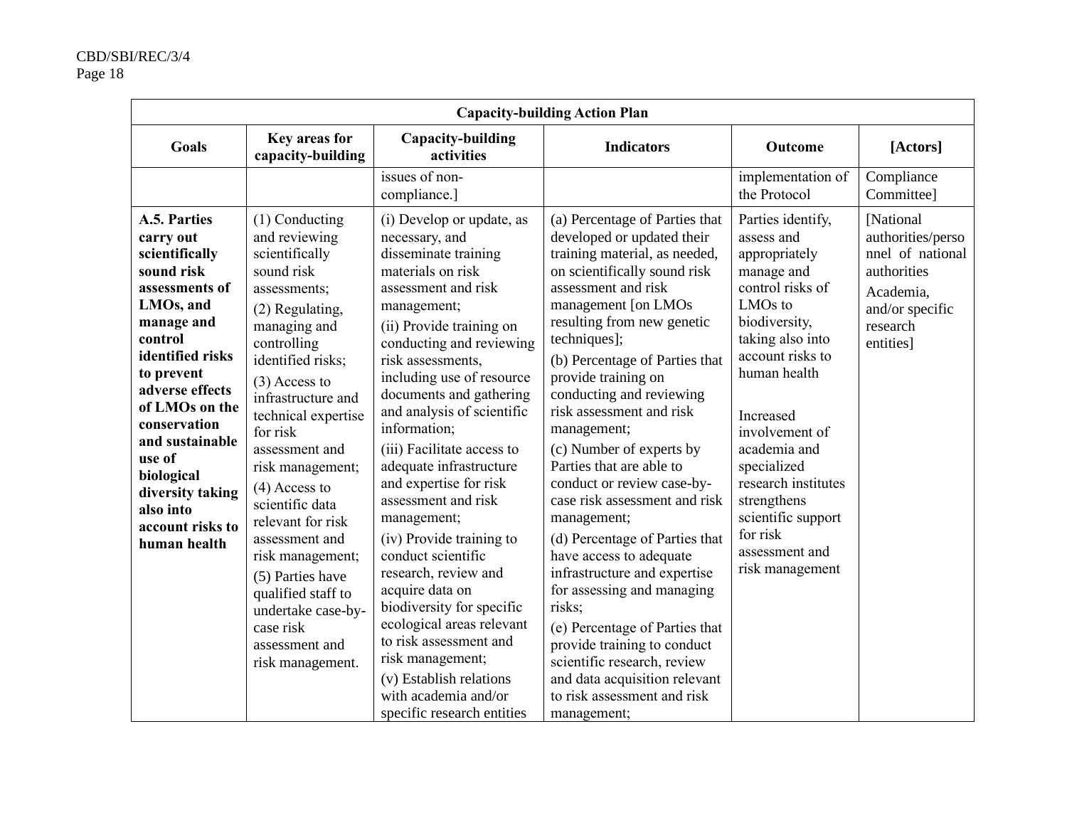| Capacity-building Action Plan | | | | | |
|---|---|---|---|---|---|
| **Goals** | **Key areas for capacity-building** | **Capacity-building activities** | **Indicators** | **Outcome** | **[Actors]** |
| | | issues of non-compliance.] | | implementation of the Protocol | Compliance Committee] |
| **A.5. Parties carry out scientifically sound risk assessments of LMOs, and manage and control identified risks to prevent adverse effects of LMOs on the conservation and sustainable use of biological diversity taking also into account risks to human health** | (1) Conducting and reviewing scientifically sound risk assessments;<br>(2) Regulating, managing and controlling identified risks;<br>(3) Access to infrastructure and technical expertise for risk assessment and risk management;<br>(4) Access to scientific data relevant for risk assessment and risk management;<br>(5) Parties have qualified staff to undertake case-by-case risk assessment and risk management. | (i) Develop or update, as necessary, and disseminate training materials on risk assessment and risk management;<br>(ii) Provide training on conducting and reviewing risk assessments, including use of resource documents and gathering and analysis of scientific information;<br>(iii) Facilitate access to adequate infrastructure and expertise for risk assessment and risk management;<br>(iv) Provide training to conduct scientific research, review and acquire data on biodiversity for specific ecological areas relevant to risk assessment and risk management;<br>(v) Establish relations with academia and/or specific research entities | (a) Percentage of Parties that developed or updated their training material, as needed, on scientifically sound risk assessment and risk management [on LMOs resulting from new genetic techniques];<br>(b) Percentage of Parties that provide training on conducting and reviewing risk assessment and risk management;<br>(c) Number of experts by Parties that are able to conduct or review case-by-case risk assessment and risk management;<br>(d) Percentage of Parties that have access to adequate infrastructure and expertise for assessing and managing risks;<br>(e) Percentage of Parties that provide training to conduct scientific research, review and data acquisition relevant to risk assessment and risk management; | Parties identify, assess and appropriately manage and control risks of LMOs to biodiversity, taking also into account risks to human health<br><br>Increased involvement of academia and specialized research institutes strengthens scientific support for risk assessment and risk management | [National authorities/personnel of national authorities<br>Academia, and/or specific research entities] |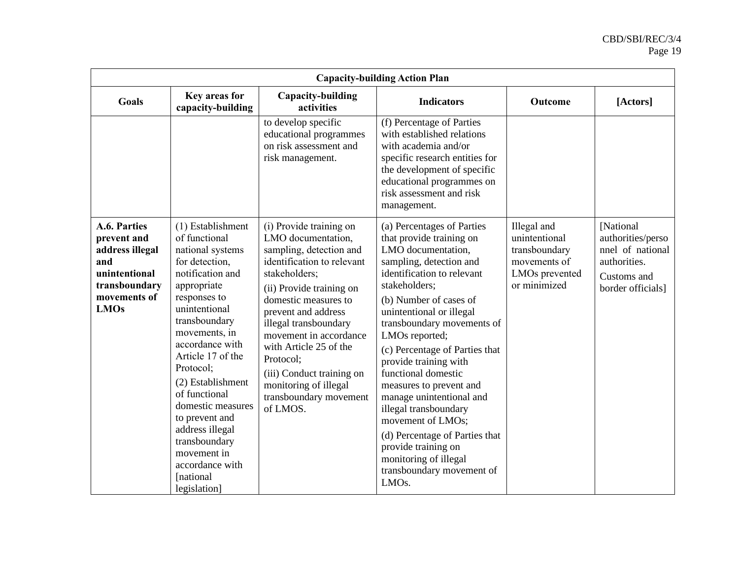| Capacity-building Action Plan | | | | | |
|---|---|---|---|---|---|
| **Goals** | **Key areas for capacity-building** | **Capacity-building activities** | **Indicators** | **Outcome** | **[Actors]** |
| | | to develop specific educational programmes on risk assessment and risk management. | (f) Percentage of Parties with established relations with academia and/or specific research entities for the development of specific educational programmes on risk assessment and risk management. | | |
| **A.6. Parties prevent and address illegal and unintentional transboundary movements of LMOs** | (1) Establishment of functional national systems for detection, notification and appropriate responses to unintentional transboundary movements, in accordance with Article 17 of the Protocol;<br>(2) Establishment of functional domestic measures to prevent and address illegal transboundary movement in accordance with [national legislation] | (i) Provide training on LMO documentation, sampling, detection and identification to relevant stakeholders;<br>(ii) Provide training on domestic measures to prevent and address illegal transboundary movement in accordance with Article 25 of the Protocol;<br>(iii) Conduct training on monitoring of illegal transboundary movement of LMOS. | (a) Percentages of Parties that provide training on LMO documentation, sampling, detection and identification to relevant stakeholders;<br>(b) Number of cases of unintentional or illegal transboundary movements of LMOs reported;<br>(c) Percentage of Parties that provide training with functional domestic measures to prevent and manage unintentional and illegal transboundary movement of LMOs;<br>(d) Percentage of Parties that provide training on monitoring of illegal transboundary movement of LMOs. | Illegal and unintentional transboundary movements of LMOs prevented or minimized | [National authorities/personnel of national authorities.<br>Customs and border officials] |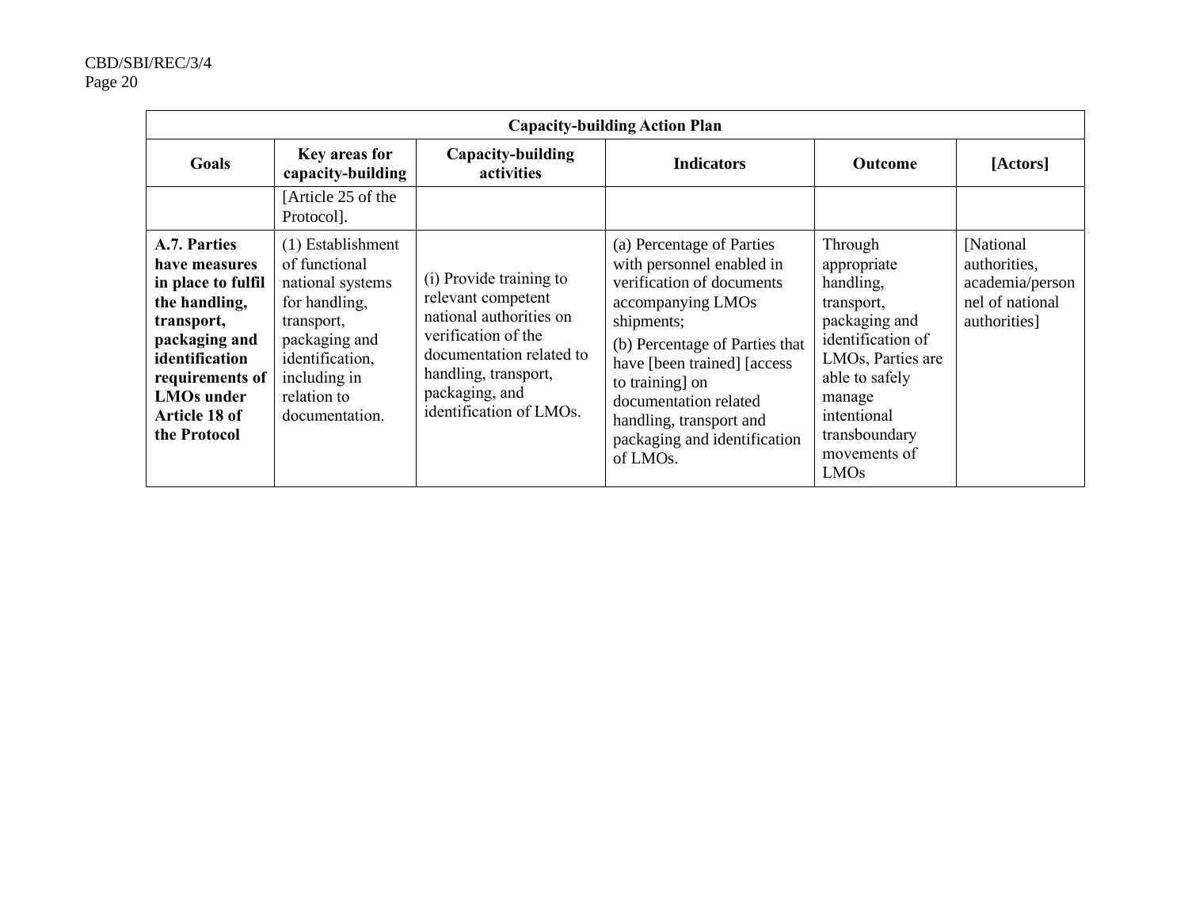| Capacity-building Action Plan | | | | | |
|---|---|---|---|---|---|
| **Goals** | **Key areas for capacity-building** | **Capacity-building activities** | **Indicators** | **Outcome** | **[Actors]** |
| | [Article 25 of the Protocol]. | | | | |
| **A.7. Parties have measures in place to fulfil the handling, transport, packaging and identification requirements of LMOs under Article 18 of the Protocol** | (1) Establishment of functional national systems for handling, transport, packaging and identification, including in relation to documentation. | (i) Provide training to relevant competent national authorities on verification of the documentation related to handling, transport, packaging, and identification of LMOs. | (a) Percentage of Parties with personnel enabled in verification of documents accompanying LMOs shipments;<br>(b) Percentage of Parties that have [been trained] [access to training] on documentation related handling, transport and packaging and identification of LMOs. | Through appropriate handling, transport, packaging and identification of LMOs, Parties are able to safely manage intentional transboundary movements of LMOs | [National authorities, academia/personnel of national authorities] |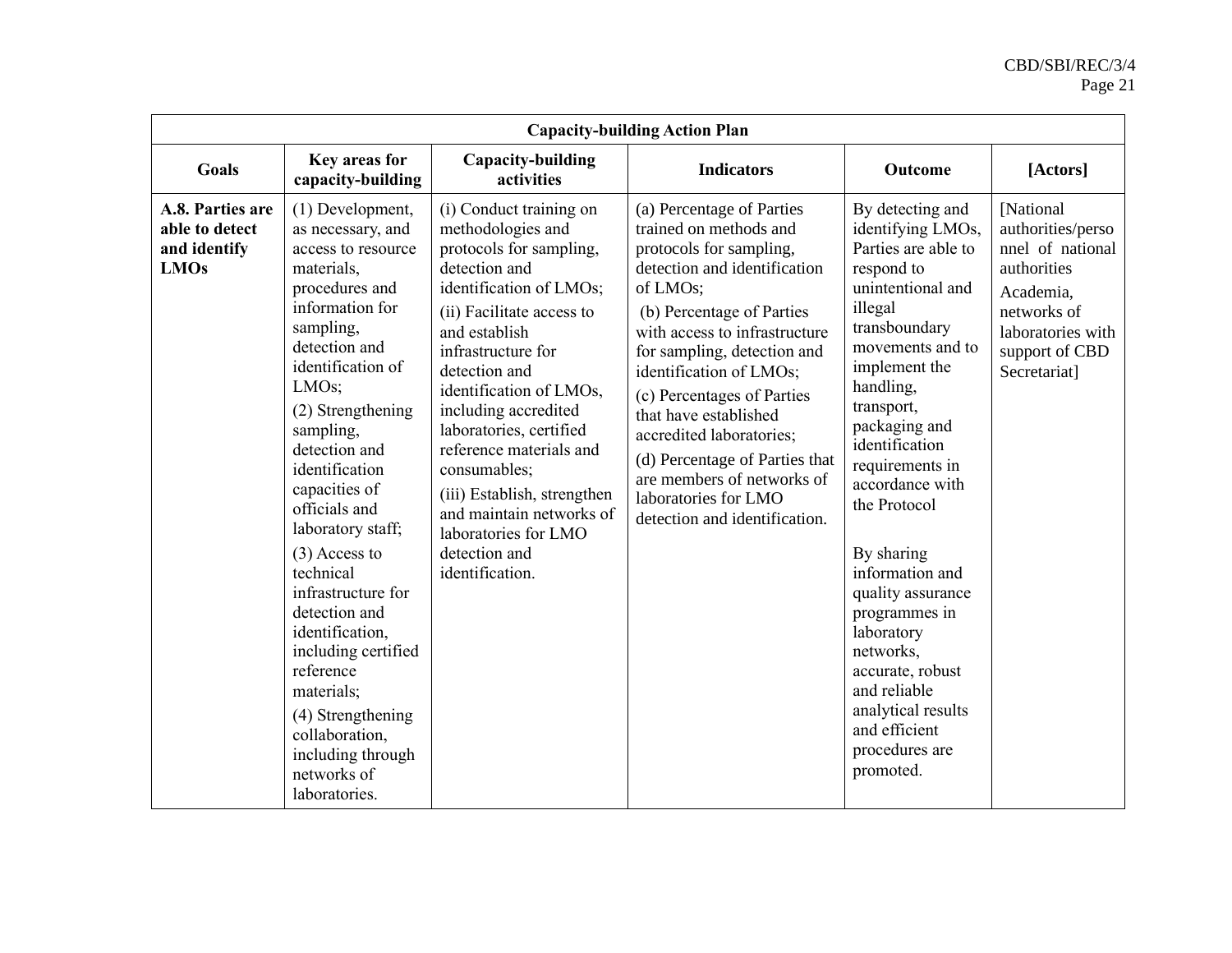| Capacity-building Action Plan | | | | | |
|---|---|---|---|---|---|
| **Goals** | **Key areas for capacity-building** | **Capacity-building activities** | **Indicators** | **Outcome** | **[Actors]** |
| **A.8. Parties are able to detect and identify LMOs** | (1) Development, as necessary, and access to resource materials, procedures and information for sampling, detection and identification of LMOs;<br>(2) Strengthening sampling, detection and identification capacities of officials and laboratory staff;<br>(3) Access to technical infrastructure for detection and identification, including certified reference materials;<br>(4) Strengthening collaboration, including through networks of laboratories. | (i) Conduct training on methodologies and protocols for sampling, detection and identification of LMOs;<br>(ii) Facilitate access to and establish infrastructure for detection and identification of LMOs, including accredited laboratories, certified reference materials and consumables;<br>(iii) Establish, strengthen and maintain networks of laboratories for LMO detection and identification. | (a) Percentage of Parties trained on methods and protocols for sampling, detection and identification of LMOs;<br>(b) Percentage of Parties with access to infrastructure for sampling, detection and identification of LMOs;<br>(c) Percentages of Parties that have established accredited laboratories;<br>(d) Percentage of Parties that are members of networks of laboratories for LMO detection and identification. | By detecting and identifying LMOs, Parties are able to respond to unintentional and illegal transboundary movements and to implement the handling, transport, packaging and identification requirements in accordance with the Protocol<br><br>By sharing information and quality assurance programmes in laboratory networks, accurate, robust and reliable analytical results and efficient procedures are promoted. | [National authorities/personnel of national authorities<br>Academia, networks of laboratories with support of CBD Secretariat] |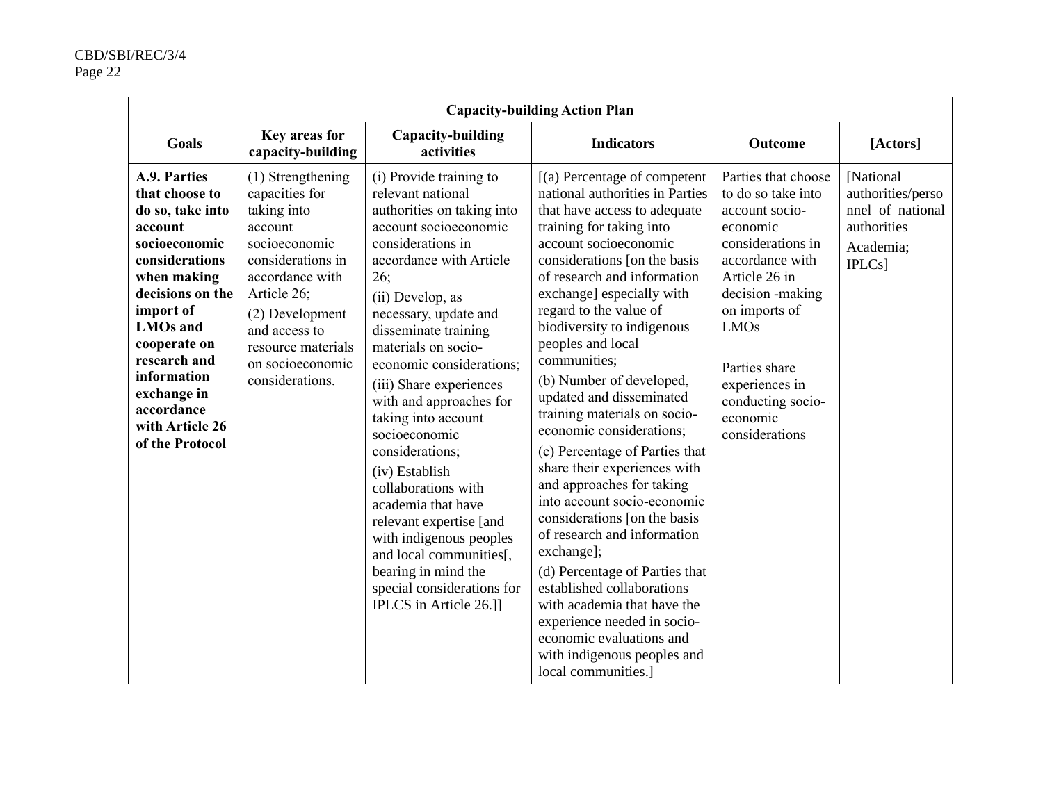| Capacity-building Action Plan | | | | | |
|---|---|---|---|---|---|
| **Goals** | **Key areas for capacity-building** | **Capacity-building activities** | **Indicators** | **Outcome** | **[Actors]** |
| **A.9. Parties that choose to do so, take into account socioeconomic considerations when making decisions on the import of LMOs and cooperate on research and information exchange in accordance with Article 26 of the Protocol** | (1) Strengthening capacities for taking into account socioeconomic considerations in accordance with Article 26;<br>(2) Development and access to resource materials on socioeconomic considerations. | (i) Provide training to relevant national authorities on taking into account socioeconomic considerations in accordance with Article 26;<br>(ii) Develop, as necessary, update and disseminate training materials on socio-economic considerations;<br>(iii) Share experiences with and approaches for taking into account socioeconomic considerations;<br>(iv) Establish collaborations with academia that have relevant expertise [and with indigenous peoples and local communities[, bearing in mind the special considerations for IPLCS in Article 26.]] | [(a) Percentage of competent national authorities in Parties that have access to adequate training for taking into account socioeconomic considerations [on the basis of research and information exchange] especially with regard to the value of biodiversity to indigenous peoples and local communities;<br>(b) Number of developed, updated and disseminated training materials on socio-economic considerations;<br>(c) Percentage of Parties that share their experiences with and approaches for taking into account socio-economic considerations [on the basis of research and information exchange];<br>(d) Percentage of Parties that established collaborations with academia that have the experience needed in socio-economic evaluations and with indigenous peoples and local communities.] | Parties that choose to do so take into account socio-economic considerations in accordance with Article 26 in decision -making on imports of LMOs<br><br>Parties share experiences in conducting socio-economic considerations | [National authorities/personnel of national authorities<br>Academia;<br>IPLCs] |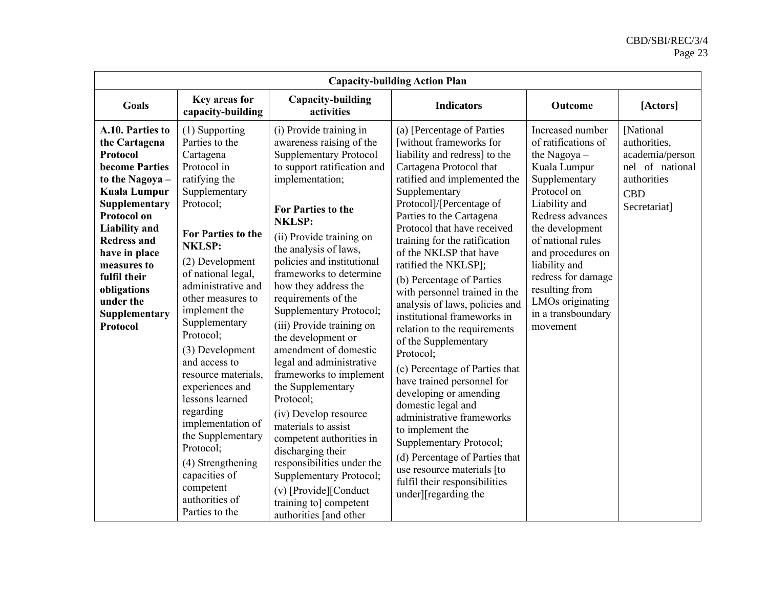| Capacity-building Action Plan | | | | | |
|---|---|---|---|---|---|
| **Goals** | **Key areas for capacity-building** | **Capacity-building activities** | **Indicators** | **Outcome** | **[Actors]** |
| **A.10. Parties to the Cartagena Protocol become Parties to the Nagoya – Kuala Lumpur Supplementary Protocol on Liability and Redress and have in place measures to fulfil their obligations under the Supplementary Protocol** | (1) Supporting Parties to the Cartagena Protocol in ratifying the Supplementary Protocol;<br><br>**For Parties to the NKLSP:**<br>(2) Development of national legal, administrative and other measures to implement the Supplementary Protocol;<br>(3) Development and access to resource materials, experiences and lessons learned regarding implementation of the Supplementary Protocol;<br>(4) Strengthening capacities of competent authorities of Parties to the | (i) Provide training in awareness raising of the Supplementary Protocol to support ratification and implementation;<br><br>**For Parties to the NKLSP:**<br>(ii) Provide training on the analysis of laws, policies and institutional frameworks to determine how they address the requirements of the Supplementary Protocol;<br>(iii) Provide training on the development or amendment of domestic legal and administrative frameworks to implement the Supplementary Protocol;<br>(iv) Develop resource materials to assist competent authorities in discharging their responsibilities under the Supplementary Protocol;<br>(v) [Provide][Conduct training to] competent authorities [and other | (a) [Percentage of Parties [without frameworks for liability and redress] to the Cartagena Protocol that ratified and implemented the Supplementary Protocol]/[Percentage of Parties to the Cartagena Protocol that have received training for the ratification of the NKLSP that have ratified the NKLSP];<br>(b) Percentage of Parties with personnel trained in the analysis of laws, policies and institutional frameworks in relation to the requirements of the Supplementary Protocol;<br>(c) Percentage of Parties that have trained personnel for developing or amending domestic legal and administrative frameworks to implement the Supplementary Protocol;<br>(d) Percentage of Parties that use resource materials [to fulfil their responsibilities under][regarding the | Increased number of ratifications of the Nagoya – Kuala Lumpur Supplementary Protocol on Liability and Redress advances the development of national rules and procedures on liability and redress for damage resulting from LMOs originating in a transboundary movement | [National authorities, academia/personnel of national authorities<br>CBD Secretariat] |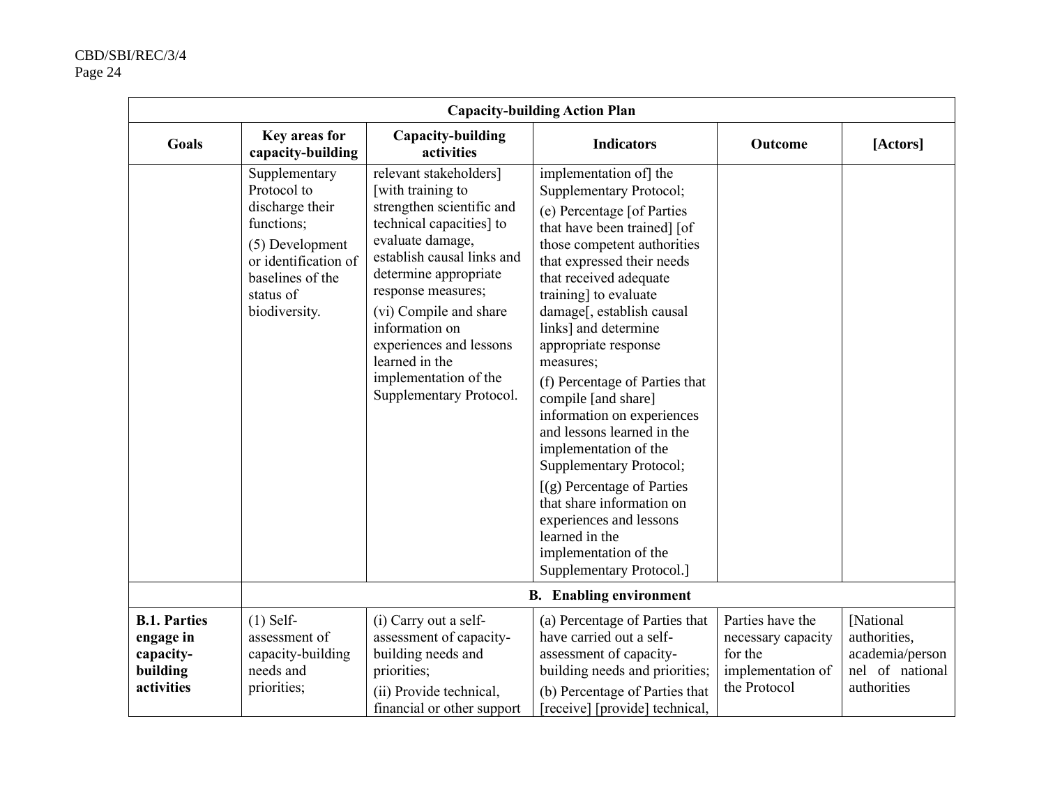| Capacity-building Action Plan | | | | | |
|---|---|---|---|---|---|
| **Goals** | **Key areas for capacity-building** | **Capacity-building activities** | **Indicators** | **Outcome** | **[Actors]** |
| | Supplementary Protocol to discharge their functions;<br><br>(5) Development or identification of baselines of the status of biodiversity. | relevant stakeholders] [with training to strengthen scientific and technical capacities] to evaluate damage, establish causal links and determine appropriate response measures;<br><br>(vi) Compile and share information on experiences and lessons learned in the implementation of the Supplementary Protocol. | implementation of] the Supplementary Protocol;<br><br>(e) Percentage [of Parties that have been trained] [of those competent authorities that expressed their needs that received adequate training] to evaluate damage[, establish causal links] and determine appropriate response measures;<br><br>(f) Percentage of Parties that compile [and share] information on experiences and lessons learned in the implementation of the Supplementary Protocol;<br><br>[(g) Percentage of Parties that share information on experiences and lessons learned in the implementation of the Supplementary Protocol.] | | |
| | **B. Enabling environment** | | | | |
| **B.1. Parties engage in capacity-building activities** | (1) Self-assessment of capacity-building needs and priorities; | (i) Carry out a self-assessment of capacity-building needs and priorities;<br><br>(ii) Provide technical, financial or other support | (a) Percentage of Parties that have carried out a self-assessment of capacity-building needs and priorities;<br><br>(b) Percentage of Parties that [receive] [provide] technical, | Parties have the necessary capacity for the implementation of the Protocol | [National authorities, academia/personnel of national authorities |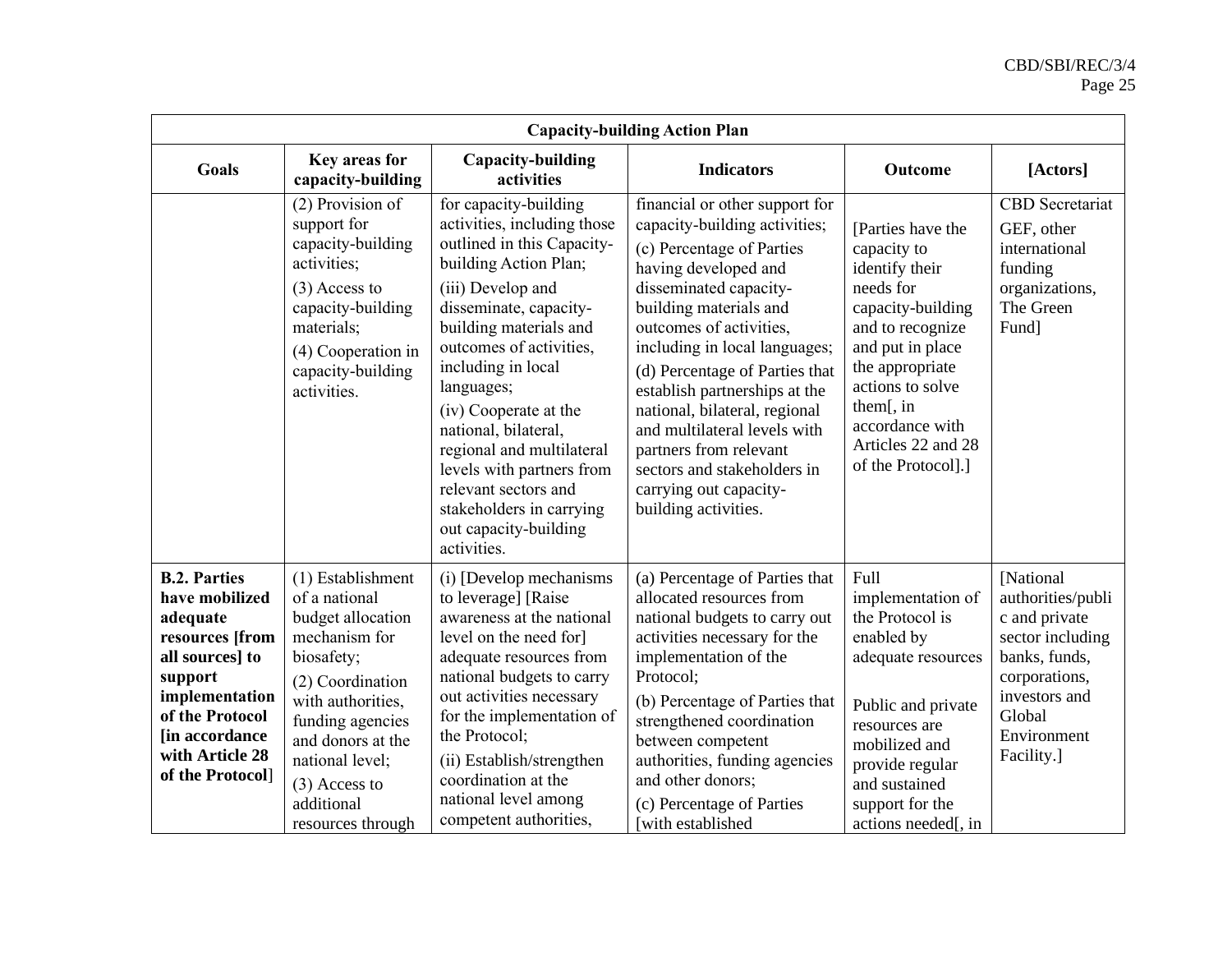| Capacity-building Action Plan | | | | | |
|---|---|---|---|---|---|
| **Goals** | **Key areas for capacity-building** | **Capacity-building activities** | **Indicators** | **Outcome** | **[Actors]** |
| | (2) Provision of support for capacity-building activities;<br>(3) Access to capacity-building materials;<br>(4) Cooperation in capacity-building activities. | for capacity-building activities, including those outlined in this Capacity-building Action Plan;<br>(iii) Develop and disseminate, capacity-building materials and outcomes of activities, including in local languages;<br>(iv) Cooperate at the national, bilateral, regional and multilateral levels with partners from relevant sectors and stakeholders in carrying out capacity-building activities. | financial or other support for capacity-building activities;<br>(c) Percentage of Parties having developed and disseminated capacity-building materials and outcomes of activities, including in local languages;<br>(d) Percentage of Parties that establish partnerships at the national, bilateral, regional and multilateral levels with partners from relevant sectors and stakeholders in carrying out capacity-building activities. | [Parties have the capacity to identify their needs for capacity-building and to recognize and put in place the appropriate actions to solve them[, in accordance with Articles 22 and 28 of the Protocol].] | CBD Secretariat<br>GEF, other international funding organizations, The Green Fund] |
| **B.2. Parties have mobilized adequate resources [from all sources] to support implementation of the Protocol [in accordance with Article 28 of the Protocol**] | (1) Establishment of a national budget allocation mechanism for biosafety;<br>(2) Coordination with authorities, funding agencies and donors at the national level;<br>(3) Access to additional resources through | (i) [Develop mechanisms to leverage] [Raise awareness at the national level on the need for] adequate resources from national budgets to carry out activities necessary for the implementation of the Protocol;<br>(ii) Establish/strengthen coordination at the national level among competent authorities, | (a) Percentage of Parties that allocated resources from national budgets to carry out activities necessary for the implementation of the Protocol;<br>(b) Percentage of Parties that strengthened coordination between competent authorities, funding agencies and other donors;<br>(c) Percentage of Parties [with established | Full implementation of the Protocol is enabled by adequate resources<br><br>Public and private resources are mobilized and provide regular and sustained support for the actions needed[, in | [National authorities/public and private sector including banks, funds, corporations, investors and Global Environment Facility.] |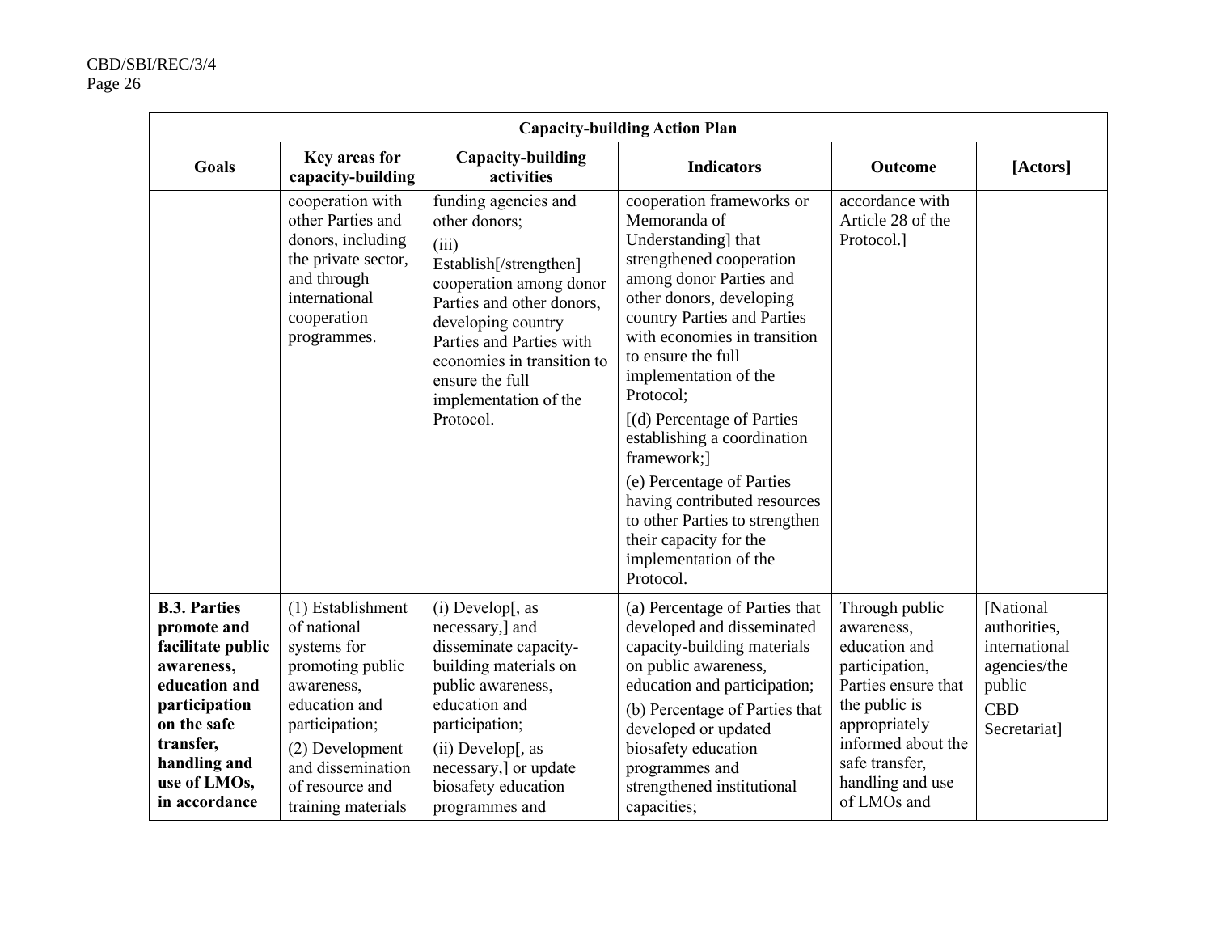| Capacity-building Action Plan | | | | | |
|---|---|---|---|---|---|
| **Goals** | **Key areas for capacity-building** | **Capacity-building activities** | **Indicators** | **Outcome** | **[Actors]** |
| | cooperation with other Parties and donors, including the private sector, and through international cooperation programmes. | funding agencies and other donors;<br>(iii) Establish[/strengthen] cooperation among donor Parties and other donors, developing country Parties and Parties with economies in transition to ensure the full implementation of the Protocol. | cooperation frameworks or Memoranda of Understanding] that strengthened cooperation among donor Parties and other donors, developing country Parties and Parties with economies in transition to ensure the full implementation of the Protocol;<br>[(d) Percentage of Parties establishing a coordination framework;]<br>(e) Percentage of Parties having contributed resources to other Parties to strengthen their capacity for the implementation of the Protocol. | accordance with Article 28 of the Protocol.] | |
| **B.3. Parties promote and facilitate public awareness, education and participation on the safe transfer, handling and use of LMOs, in accordance** | (1) Establishment of national systems for promoting public awareness, education and participation;<br>(2) Development and dissemination of resource and training materials | (i) Develop[, as necessary,] and disseminate capacity-building materials on public awareness, education and participation;<br>(ii) Develop[, as necessary,] or update biosafety education programmes and | (a) Percentage of Parties that developed and disseminated capacity-building materials on public awareness, education and participation;<br>(b) Percentage of Parties that developed or updated biosafety education programmes and strengthened institutional capacities; | Through public awareness, education and participation, Parties ensure that the public is appropriately informed about the safe transfer, handling and use of LMOs and | [National authorities, international agencies/the public<br>CBD Secretariat] |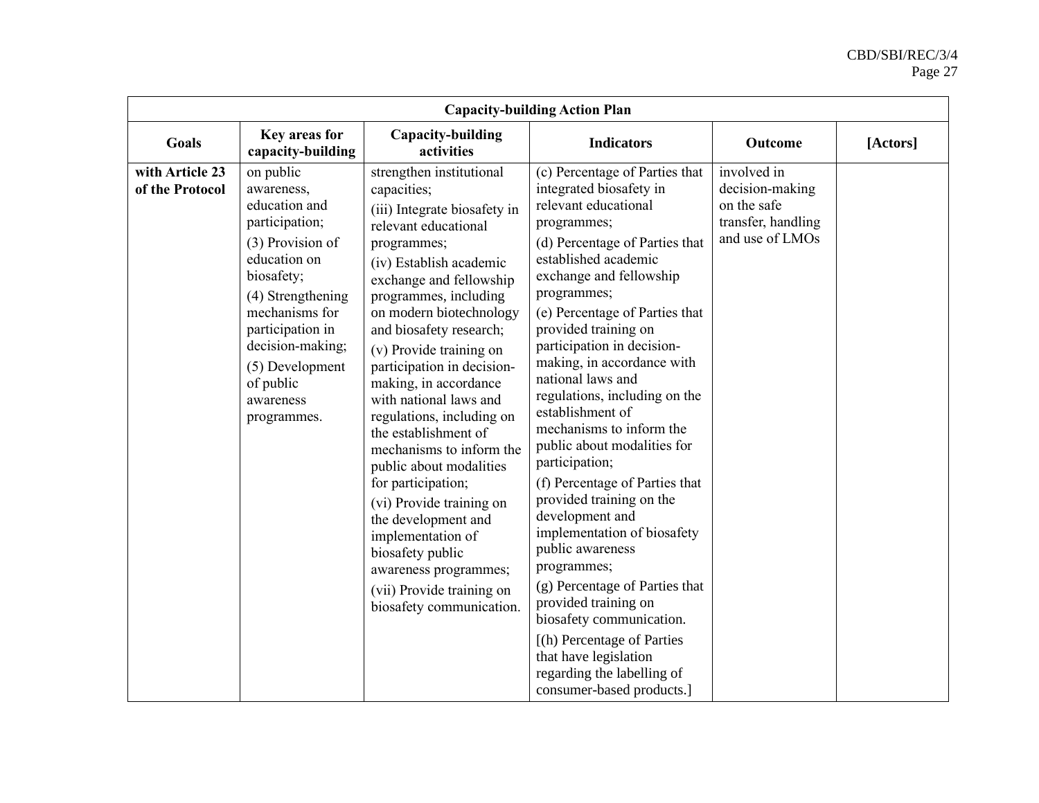| Capacity-building Action Plan | | | | | |
|---|---|---|---|---|---|
| **Goals** | **Key areas for capacity-building** | **Capacity-building activities** | **Indicators** | **Outcome** | **[Actors]** |
| **with Article 23 of the Protocol** | on public awareness, education and participation;<br>(3) Provision of education on biosafety;<br>(4) Strengthening mechanisms for participation in decision-making;<br>(5) Development of public awareness programmes. | strengthen institutional capacities;<br>(iii) Integrate biosafety in relevant educational programmes;<br>(iv) Establish academic exchange and fellowship programmes, including on modern biotechnology and biosafety research;<br>(v) Provide training on participation in decision-making, in accordance with national laws and regulations, including on the establishment of mechanisms to inform the public about modalities for participation;<br>(vi) Provide training on the development and implementation of biosafety public awareness programmes;<br>(vii) Provide training on biosafety communication. | (c) Percentage of Parties that integrated biosafety in relevant educational programmes;<br>(d) Percentage of Parties that established academic exchange and fellowship programmes;<br>(e) Percentage of Parties that provided training on participation in decision-making, in accordance with national laws and regulations, including on the establishment of mechanisms to inform the public about modalities for participation;<br>(f) Percentage of Parties that provided training on the development and implementation of biosafety public awareness programmes;<br>(g) Percentage of Parties that provided training on biosafety communication.<br>[(h) Percentage of Parties that have legislation regarding the labelling of consumer-based products.] | involved in decision-making on the safe transfer, handling and use of LMOs | |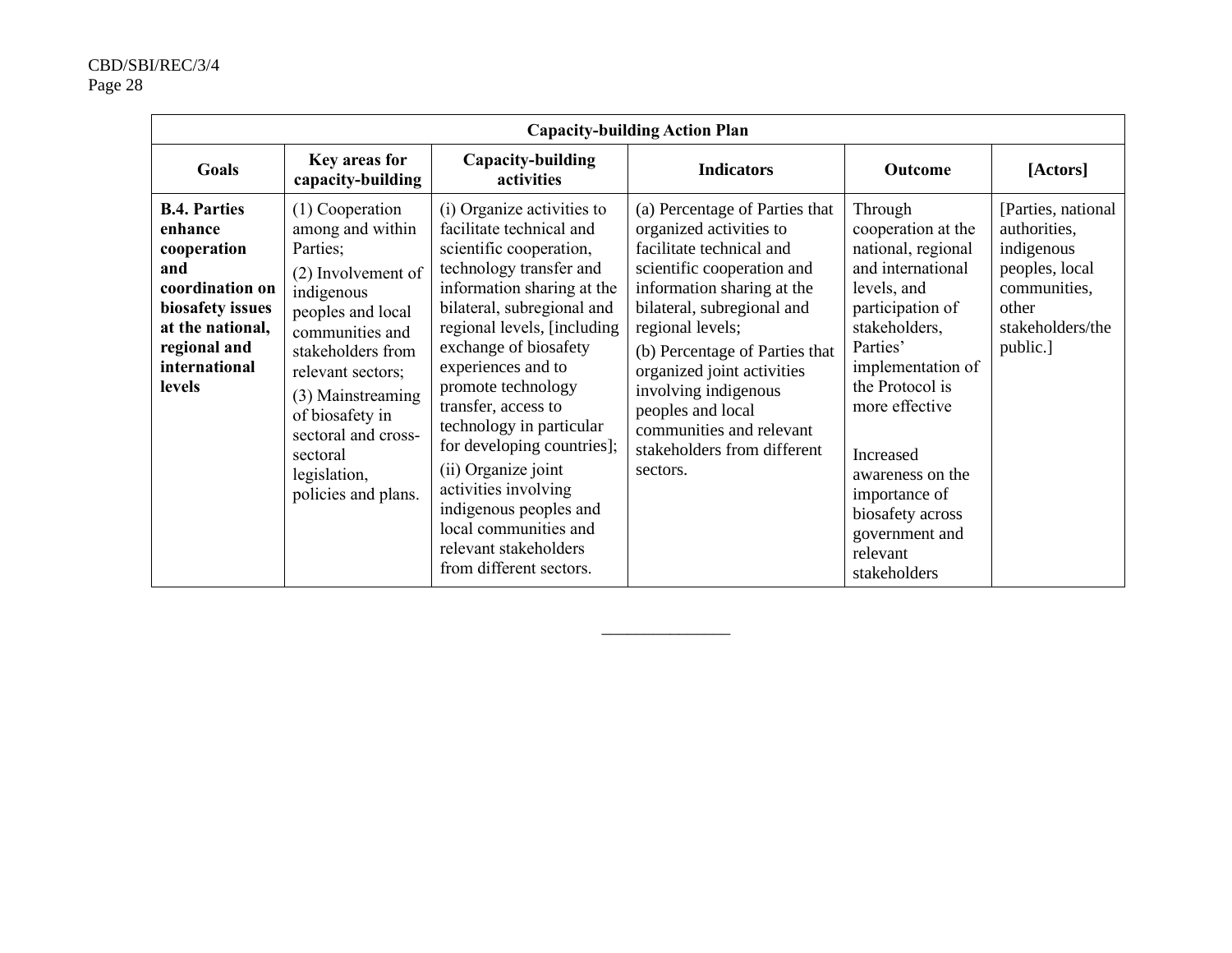| Capacity-building Action Plan | | | | | |
|---|---|---|---|---|---|
| **Goals** | **Key areas for capacity-building** | **Capacity-building activities** | **Indicators** | **Outcome** | **[Actors]** |
| **B.4. Parties enhance cooperation and coordination on biosafety issues at the national, regional and international levels** | (1) Cooperation among and within Parties; (2) Involvement of indigenous peoples and local communities and stakeholders from relevant sectors; (3) Mainstreaming of biosafety in sectoral and cross-sectoral legislation, policies and plans. | (i) Organize activities to facilitate technical and scientific cooperation, technology transfer and information sharing at the bilateral, subregional and regional levels, [including exchange of biosafety experiences and to promote technology transfer, access to technology in particular for developing countries]; (ii) Organize joint activities involving indigenous peoples and local communities and relevant stakeholders from different sectors. | (a) Percentage of Parties that organized activities to facilitate technical and scientific cooperation and information sharing at the bilateral, subregional and regional levels; (b) Percentage of Parties that organized joint activities involving indigenous peoples and local communities and relevant stakeholders from different sectors. | Through cooperation at the national, regional and international levels, and participation of stakeholders, Parties' implementation of the Protocol is more effective<br><br>Increased awareness on the importance of biosafety across government and relevant stakeholders | [Parties, national authorities, indigenous peoples, local communities, other stakeholders/the public.] |

__________